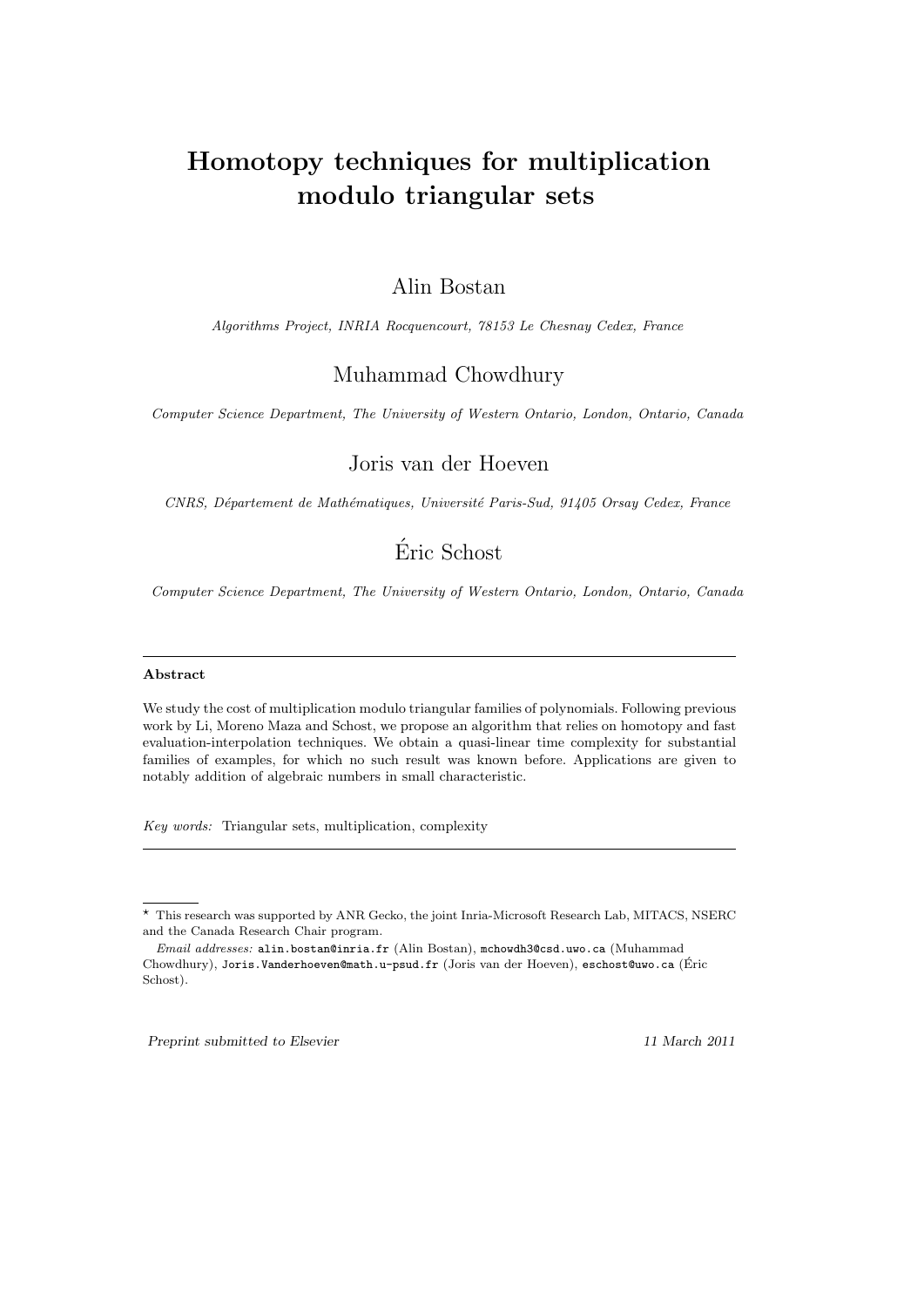# Homotopy techniques for multiplication modulo triangular sets

Alin Bostan

*Algorithms Project, INRIA Rocquencourt, 78153 Le Chesnay Cedex, France*

Muhammad Chowdhury

*Computer Science Department, The University of Western Ontario, London, Ontario, Canada*

Joris van der Hoeven

*CNRS, Département de Mathématiques, Université Paris-Sud, 91405 Orsay Cedex, France*

Éric Schost

*Computer Science Department, The University of Western Ontario, London, Ontario, Canada*

---

**Abstract**

We study the cost of multiplication modulo triangular families of polynomials. Following previous work by Li, Moreno Maza and Schost, we propose an algorithm that relies on homotopy and fast evaluation-interpolation techniques. We obtain a quasi-linear time complexity for substantial families of examples, for which no such result was known before. Applications are given to notably addition of algebraic numbers in small characteristic.

*Key words:* Triangular sets, multiplication, complexity

---

⋆ This research was supported by ANR Gecko, the joint Inria-Microsoft Research Lab, MITACS, NSERC and the Canada Research Chair program.

*Email addresses:* alin.bostan@inria.fr (Alin Bostan), mchowdh3@csd.uwo.ca (Muhammad Chowdhury), Joris.Vanderhoeven@math.u-psud.fr (Joris van der Hoeven), eschost@uwo.ca (Éric Schost).

*Preprint submitted to Elsevier* 11 March 2011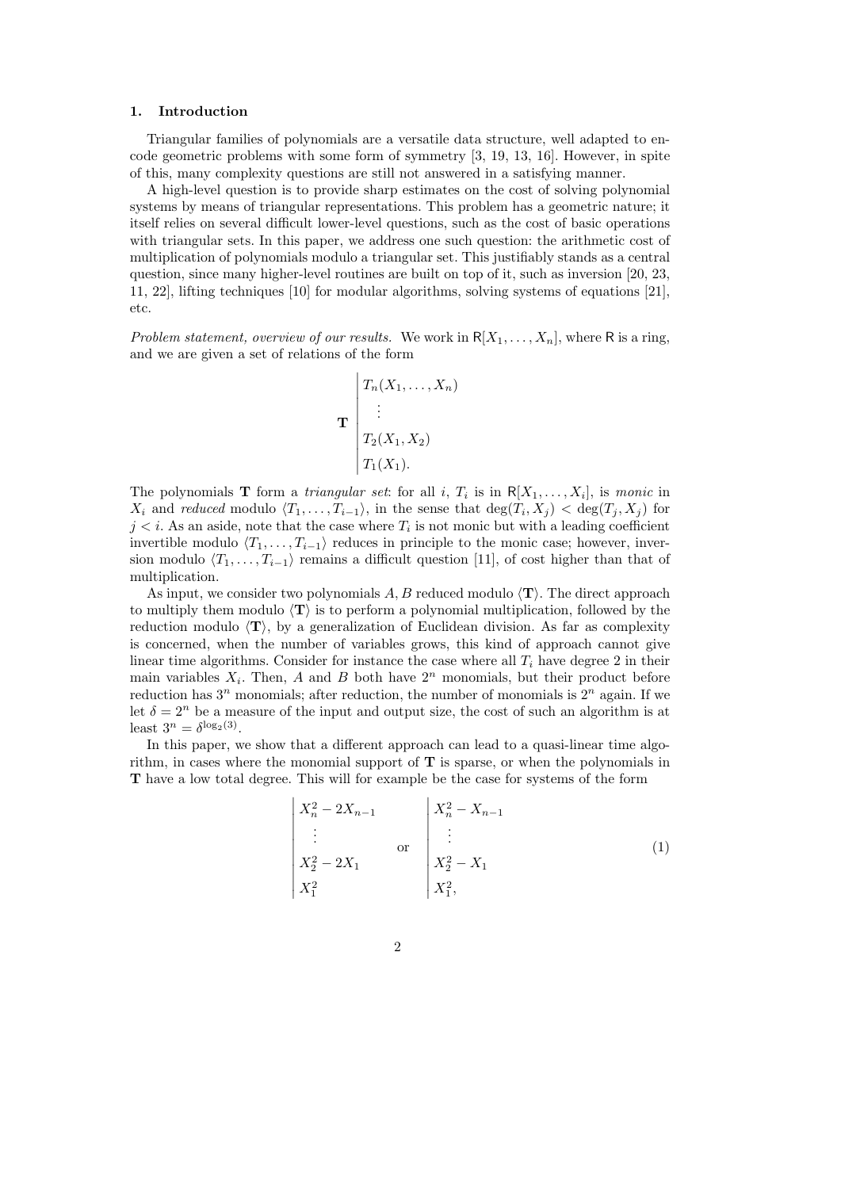## 1. Introduction

Triangular families of polynomials are a versatile data structure, well adapted to encode geometric problems with some form of symmetry [3, 19, 13, 16]. However, in spite of this, many complexity questions are still not answered in a satisfying manner.

A high-level question is to provide sharp estimates on the cost of solving polynomial systems by means of triangular representations. This problem has a geometric nature; it itself relies on several difficult lower-level questions, such as the cost of basic operations with triangular sets. In this paper, we address one such question: the arithmetic cost of multiplication of polynomials modulo a triangular set. This justifiably stands as a central question, since many higher-level routines are built on top of it, such as inversion [20, 23, 11, 22], lifting techniques [10] for modular algorithms, solving systems of equations [21], etc.

*Problem statement, overview of our results.* We work in $\mathsf{R}[X_1, \dots, X_n]$, where $\mathsf{R}$ is a ring, and we are given a set of relations of the form

$$\mathbf{T} \left| \begin{array}{l} T_n(X_1, \dots, X_n) \\ \quad \vdots \\ T_2(X_1, X_2) \\ T_1(X_1). \end{array} \right.$$

The polynomials $\mathbf{T}$ form a *triangular set*: for all $i$, $T_i$ is in $\mathsf{R}[X_1, \dots, X_i]$, is *monic* in $X_i$ and *reduced* modulo $\langle T_1, \dots, T_{i-1} \rangle$, in the sense that $\deg(T_i, X_j) < \deg(T_j, X_j)$ for $j < i$. As an aside, note that the case where $T_i$ is not monic but with a leading coefficient invertible modulo $\langle T_1, \dots, T_{i-1} \rangle$ reduces in principle to the monic case; however, inversion modulo $\langle T_1, \dots, T_{i-1} \rangle$ remains a difficult question [11], of cost higher than that of multiplication.

As input, we consider two polynomials $A, B$ reduced modulo $\langle \mathbf{T} \rangle$. The direct approach to multiply them modulo $\langle \mathbf{T} \rangle$ is to perform a polynomial multiplication, followed by the reduction modulo $\langle \mathbf{T} \rangle$, by a generalization of Euclidean division. As far as complexity is concerned, when the number of variables grows, this kind of approach cannot give linear time algorithms. Consider for instance the case where all $T_i$ have degree 2 in their main variables $X_i$. Then, $A$ and $B$ both have $2^n$ monomials, but their product before reduction has $3^n$ monomials; after reduction, the number of monomials is $2^n$ again. If we let $\delta = 2^n$ be a measure of the input and output size, the cost of such an algorithm is at least $3^n = \delta^{\log_2(3)}$.

In this paper, we show that a different approach can lead to a quasi-linear time algorithm, in cases where the monomial support of $\mathbf{T}$ is sparse, or when the polynomials in $\mathbf{T}$ have a low total degree. This will for example be the case for systems of the form

$$\left| \begin{array}{l} X_n^2 - 2X_{n-1} \\ \quad \vdots \\ X_2^2 - 2X_1 \\ X_1^2 \end{array} \right. \quad \text{or} \quad \left| \begin{array}{l} X_n^2 - X_{n-1} \\ \quad \vdots \\ X_2^2 - X_1 \\ X_1^2, \end{array} \right. \tag{1}$$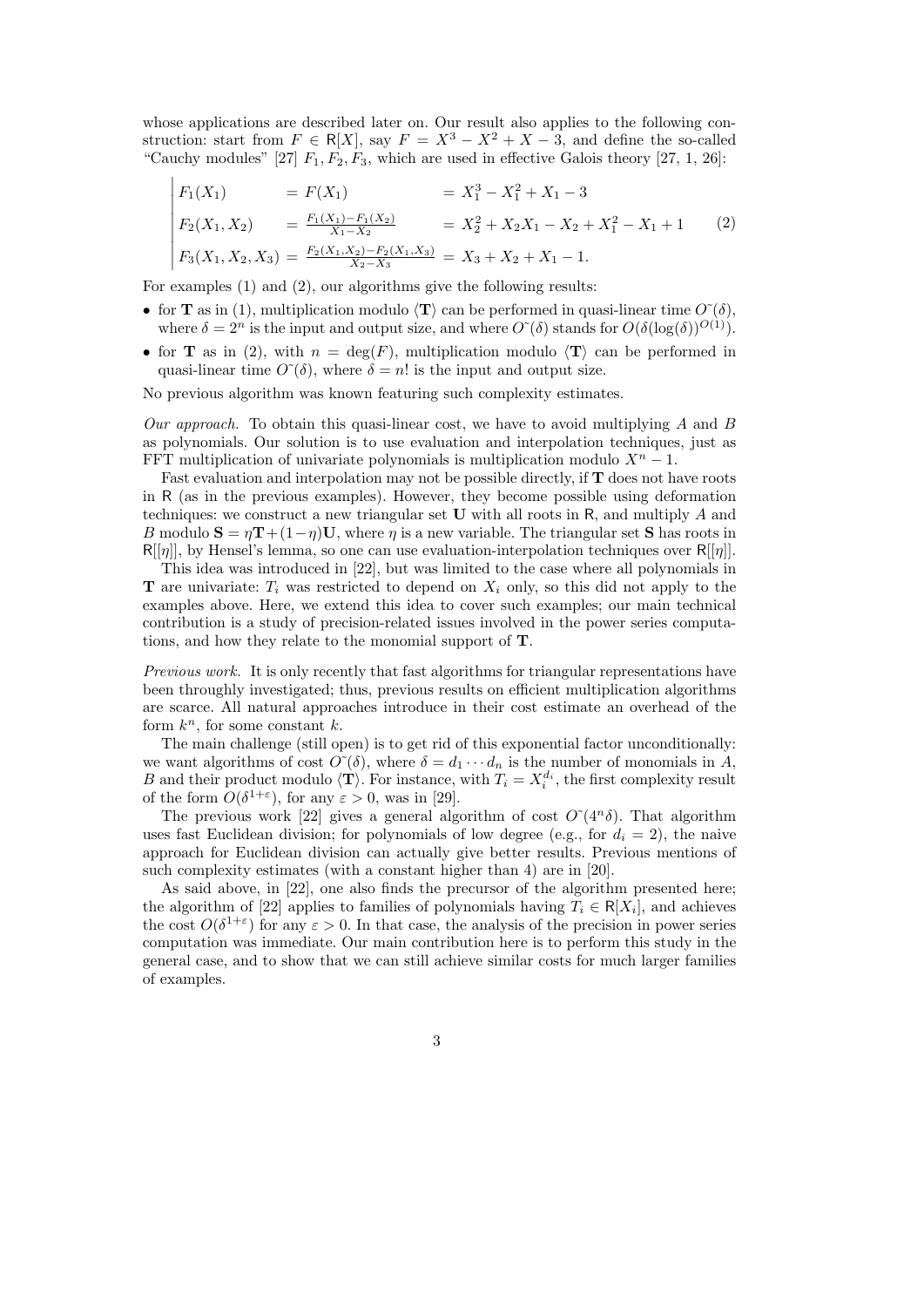whose applications are described later on. Our result also applies to the following construction: start from $F \in \mathsf{R}[X]$, say $F = X^3 - X^2 + X - 3$, and define the so-called "Cauchy modules" [27] $F_1, F_2, F_3$, which are used in effective Galois theory [27, 1, 26]:

$$
\left|
\begin{array}{lll}
F_1(X_1) & = F(X_1) & = X_1^3 - X_1^2 + X_1 - 3 \\
F_2(X_1, X_2) & = \frac{F_1(X_1) - F_1(X_2)}{X_1 - X_2} & = X_2^2 + X_2 X_1 - X_2 + X_1^2 - X_1 + 1 \\
F_3(X_1, X_2, X_3) & = \frac{F_2(X_1, X_2) - F_2(X_1, X_3)}{X_2 - X_3} & = X_3 + X_2 + X_1 - 1.
\end{array}
\right.
\tag{2}
$$

For examples (1) and (2), our algorithms give the following results:

- for $\mathbf{T}$ as in (1), multiplication modulo $\langle \mathbf{T} \rangle$ can be performed in quasi-linear time $O\tilde{~}(\delta)$, where $\delta = 2^n$ is the input and output size, and where $O\tilde{~}(\delta)$ stands for $O(\delta(\log(\delta))^{O(1)})$.
- for $\mathbf{T}$ as in (2), with $n = \deg(F)$, multiplication modulo $\langle \mathbf{T} \rangle$ can be performed in quasi-linear time $O\tilde{~}(\delta)$, where $\delta = n!$ is the input and output size.

No previous algorithm was known featuring such complexity estimates.

*Our approach.* To obtain this quasi-linear cost, we have to avoid multiplying $A$ and $B$ as polynomials. Our solution is to use evaluation and interpolation techniques, just as FFT multiplication of univariate polynomials is multiplication modulo $X^n - 1$.

Fast evaluation and interpolation may not be possible directly, if $\mathbf{T}$ does not have roots in $\mathsf{R}$ (as in the previous examples). However, they become possible using deformation techniques: we construct a new triangular set $\mathbf{U}$ with all roots in $\mathsf{R}$, and multiply $A$ and $B$ modulo $\mathbf{S} = \eta \mathbf{T} + (1 - \eta)\mathbf{U}$, where $\eta$ is a new variable. The triangular set $\mathbf{S}$ has roots in $\mathsf{R}[[\eta]]$, by Hensel's lemma, so one can use evaluation-interpolation techniques over $\mathsf{R}[[\eta]]$.

This idea was introduced in [22], but was limited to the case where all polynomials in $\mathbf{T}$ are univariate: $T_i$ was restricted to depend on $X_i$ only, so this did not apply to the examples above. Here, we extend this idea to cover such examples; our main technical contribution is a study of precision-related issues involved in the power series computations, and how they relate to the monomial support of $\mathbf{T}$.

*Previous work.* It is only recently that fast algorithms for triangular representations have been throughly investigated; thus, previous results on efficient multiplication algorithms are scarce. All natural approaches introduce in their cost estimate an overhead of the form $k^n$, for some constant $k$.

The main challenge (still open) is to get rid of this exponential factor unconditionally: we want algorithms of cost $O\tilde{~}(\delta)$, where $\delta = d_1 \cdots d_n$ is the number of monomials in $A$, $B$ and their product modulo $\langle \mathbf{T} \rangle$. For instance, with $T_i = X_i^{d_i}$, the first complexity result of the form $O(\delta^{1+\varepsilon})$, for any $\varepsilon > 0$, was in [29].

The previous work [22] gives a general algorithm of cost $O\tilde{~}(4^n \delta)$. That algorithm uses fast Euclidean division; for polynomials of low degree (e.g., for $d_i = 2$), the naive approach for Euclidean division can actually give better results. Previous mentions of such complexity estimates (with a constant higher than 4) are in [20].

As said above, in [22], one also finds the precursor of the algorithm presented here; the algorithm of [22] applies to families of polynomials having $T_i \in \mathsf{R}[X_i]$, and achieves the cost $O(\delta^{1+\varepsilon})$ for any $\varepsilon > 0$. In that case, the analysis of the precision in power series computation was immediate. Our main contribution here is to perform this study in the general case, and to show that we can still achieve similar costs for much larger families of examples.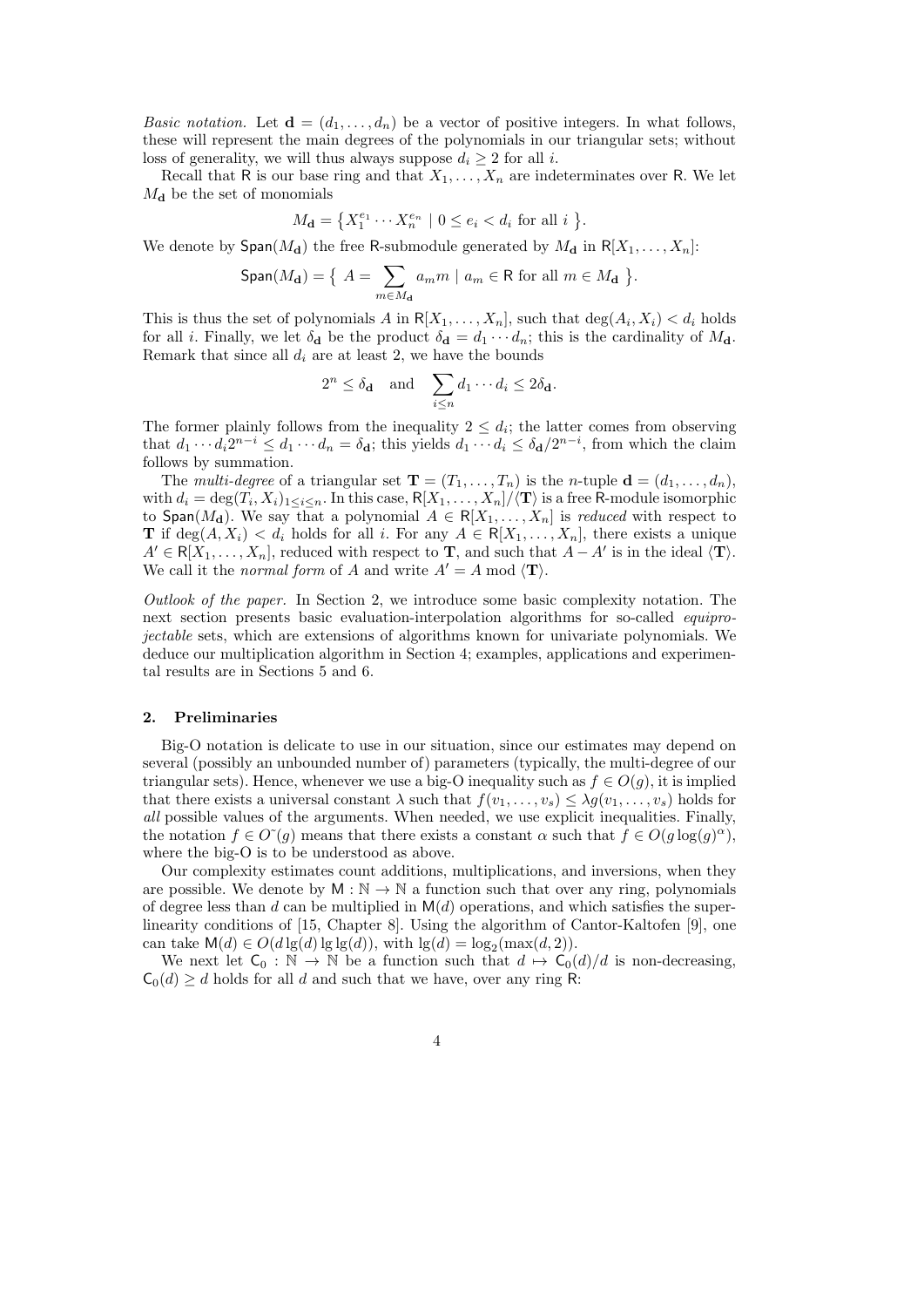*Basic notation.* Let $\mathbf{d} = (d_1, \ldots, d_n)$ be a vector of positive integers. In what follows, these will represent the main degrees of the polynomials in our triangular sets; without loss of generality, we will thus always suppose $d_i \geq 2$ for all $i$.

Recall that $\mathsf{R}$ is our base ring and that $X_1, \ldots, X_n$ are indeterminates over $\mathsf{R}$. We let $M_{\mathbf{d}}$ be the set of monomials

$$M_{\mathbf{d}} = \left\{ X_1^{e_1} \cdots X_n^{e_n} \mid 0 \leq e_i < d_i \text{ for all } i \right\}.$$

We denote by $\mathsf{Span}(M_{\mathbf{d}})$ the free $\mathsf{R}$-submodule generated by $M_{\mathbf{d}}$ in $\mathsf{R}[X_1, \ldots, X_n]$:

$$\mathsf{Span}(M_{\mathbf{d}}) = \left\{ \ A = \sum_{m \in M_{\mathbf{d}}} a_m m \mid a_m \in \mathsf{R} \text{ for all } m \in M_{\mathbf{d}} \ \right\}.$$

This is thus the set of polynomials $A$ in $\mathsf{R}[X_1, \ldots, X_n]$, such that $\deg(A_i, X_i) < d_i$ holds for all $i$. Finally, we let $\delta_{\mathbf{d}}$ be the product $\delta_{\mathbf{d}} = d_1 \cdots d_n$; this is the cardinality of $M_{\mathbf{d}}$. Remark that since all $d_i$ are at least 2, we have the bounds

$$2^n \leq \delta_{\mathbf{d}} \quad \text{and} \quad \sum_{i \leq n} d_1 \cdots d_i \leq 2\delta_{\mathbf{d}}.$$

The former plainly follows from the inequality $2 \leq d_i$; the latter comes from observing that $d_1 \cdots d_i 2^{n-i} \leq d_1 \cdots d_n = \delta_{\mathbf{d}}$; this yields $d_1 \cdots d_i \leq \delta_{\mathbf{d}}/2^{n-i}$, from which the claim follows by summation.

The *multi-degree* of a triangular set $\mathbf{T} = (T_1, \ldots, T_n)$ is the $n$-tuple $\mathbf{d} = (d_1, \ldots, d_n)$, with $d_i = \deg(T_i, X_i)_{1 \leq i \leq n}$. In this case, $\mathsf{R}[X_1, \ldots, X_n]/\langle \mathbf{T} \rangle$ is a free $\mathsf{R}$-module isomorphic to $\mathsf{Span}(M_{\mathbf{d}})$. We say that a polynomial $A \in \mathsf{R}[X_1, \ldots, X_n]$ is *reduced* with respect to $\mathbf{T}$ if $\deg(A, X_i) < d_i$ holds for all $i$. For any $A \in \mathsf{R}[X_1, \ldots, X_n]$, there exists a unique $A' \in \mathsf{R}[X_1, \ldots, X_n]$, reduced with respect to $\mathbf{T}$, and such that $A - A'$ is in the ideal $\langle \mathbf{T} \rangle$. We call it the *normal form* of $A$ and write $A' = A \bmod \langle \mathbf{T} \rangle$.

*Outlook of the paper.* In Section 2, we introduce some basic complexity notation. The next section presents basic evaluation-interpolation algorithms for so-called *equiprojectable* sets, which are extensions of algorithms known for univariate polynomials. We deduce our multiplication algorithm in Section 4; examples, applications and experimental results are in Sections 5 and 6.

## 2. Preliminaries

Big-O notation is delicate to use in our situation, since our estimates may depend on several (possibly an unbounded number of) parameters (typically, the multi-degree of our triangular sets). Hence, whenever we use a big-O inequality such as $f \in O(g)$, it is implied that there exists a universal constant $\lambda$ such that $f(v_1, \ldots, v_s) \leq \lambda g(v_1, \ldots, v_s)$ holds for *all* possible values of the arguments. When needed, we use explicit inequalities. Finally, the notation $f \in O\tilde{\ }(g)$ means that there exists a constant $\alpha$ such that $f \in O(g \log(g)^\alpha)$, where the big-O is to be understood as above.

Our complexity estimates count additions, multiplications, and inversions, when they are possible. We denote by $\mathsf{M} : \mathbb{N} \to \mathbb{N}$ a function such that over any ring, polynomials of degree less than $d$ can be multiplied in $\mathsf{M}(d)$ operations, and which satisfies the super-linearity conditions of [15, Chapter 8]. Using the algorithm of Cantor-Kaltofen [9], one can take $\mathsf{M}(d) \in O(d \lg(d) \lg \lg(d))$, with $\lg(d) = \log_2(\max(d, 2))$.

We next let $\mathsf{C}_0 : \mathbb{N} \to \mathbb{N}$ be a function such that $d \mapsto \mathsf{C}_0(d)/d$ is non-decreasing, $\mathsf{C}_0(d) \geq d$ holds for all $d$ and such that we have, over any ring $\mathsf{R}$: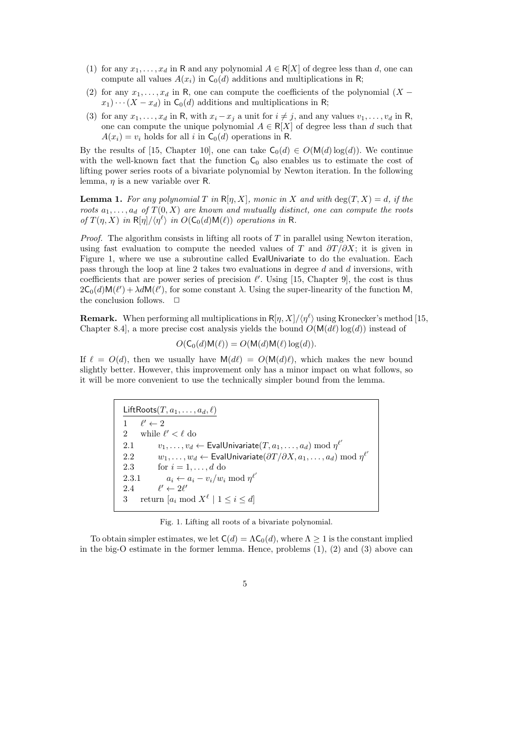1. for any $x_1, \ldots, x_d$ in $\mathsf{R}$ and any polynomial $A \in \mathsf{R}[X]$ of degree less than $d$, one can compute all values $A(x_i)$ in $\mathsf{C}_0(d)$ additions and multiplications in $\mathsf{R}$;
2. for any $x_1, \ldots, x_d$ in $\mathsf{R}$, one can compute the coefficients of the polynomial $(X - x_1) \cdots (X - x_d)$ in $\mathsf{C}_0(d)$ additions and multiplications in $\mathsf{R}$;
3. for any $x_1, \ldots, x_d$ in $\mathsf{R}$, with $x_i - x_j$ a unit for $i \neq j$, and any values $v_1, \ldots, v_d$ in $\mathsf{R}$, one can compute the unique polynomial $A \in \mathsf{R}[X]$ of degree less than $d$ such that $A(x_i) = v_i$ holds for all $i$ in $\mathsf{C}_0(d)$ operations in $\mathsf{R}$.

By the results of [15, Chapter 10], one can take $\mathsf{C}_0(d) \in O(\mathsf{M}(d)\log(d))$. We continue with the well-known fact that the function $\mathsf{C}_0$ also enables us to estimate the cost of lifting power series roots of a bivariate polynomial by Newton iteration. In the following lemma, $\eta$ is a new variable over $\mathsf{R}$.

**Lemma 1.** *For any polynomial $T$ in $\mathsf{R}[\eta, X]$, monic in $X$ and with $\deg(T, X) = d$, if the roots $a_1, \ldots, a_d$ of $T(0, X)$ are known and mutually distinct, one can compute the roots of $T(\eta, X)$ in $\mathsf{R}[\eta]/\langle \eta^\ell \rangle$ in $O(\mathsf{C}_0(d)\mathsf{M}(\ell))$ operations in $\mathsf{R}$.*

*Proof.* The algorithm consists in lifting all roots of $T$ in parallel using Newton iteration, using fast evaluation to compute the needed values of $T$ and $\partial T/\partial X$; it is given in Figure 1, where we use a subroutine called EvalUnivariate to do the evaluation. Each pass through the loop at line 2 takes two evaluations in degree $d$ and $d$ inversions, with coefficients that are power series of precision $\ell'$. Using [15, Chapter 9], the cost is thus $2\mathsf{C}_0(d)\mathsf{M}(\ell') + \lambda d \mathsf{M}(\ell')$, for some constant $\lambda$. Using the super-linearity of the function $\mathsf{M}$, the conclusion follows. $\square$

**Remark.** When performing all multiplications in $\mathsf{R}[\eta, X]/\langle \eta^\ell \rangle$ using Kronecker's method [15, Chapter 8.4], a more precise cost analysis yields the bound $O(\mathsf{M}(d\ell)\log(d))$ instead of

$$O(\mathsf{C}_0(d)\mathsf{M}(\ell)) = O(\mathsf{M}(d)\mathsf{M}(\ell)\log(d)).$$

If $\ell = O(d)$, then we usually have $\mathsf{M}(d\ell) = O(\mathsf{M}(d)\ell)$, which makes the new bound slightly better. However, this improvement only has a minor impact on what follows, so it will be more convenient to use the technically simpler bound from the lemma.

```
LiftRoots(T, a_1, ..., a_d, ℓ)
1      ℓ' ← 2
2      while ℓ' < ℓ do
2.1        v_1, ..., v_d ← EvalUnivariate(T, a_1, ..., a_d) mod η^ℓ'
2.2        w_1, ..., w_d ← EvalUnivariate(∂T/∂X, a_1, ..., a_d) mod η^ℓ'
2.3        for i = 1, ..., d do
2.3.1          a_i ← a_i − v_i/w_i mod η^ℓ'
2.4        ℓ' ← 2ℓ'
3      return [a_i mod X^ℓ | 1 ≤ i ≤ d]
```

Fig. 1. Lifting all roots of a bivariate polynomial.

To obtain simpler estimates, we let $\mathsf{C}(d) = \Lambda \mathsf{C}_0(d)$, where $\Lambda \geq 1$ is the constant implied in the big-O estimate in the former lemma. Hence, problems (1), (2) and (3) above can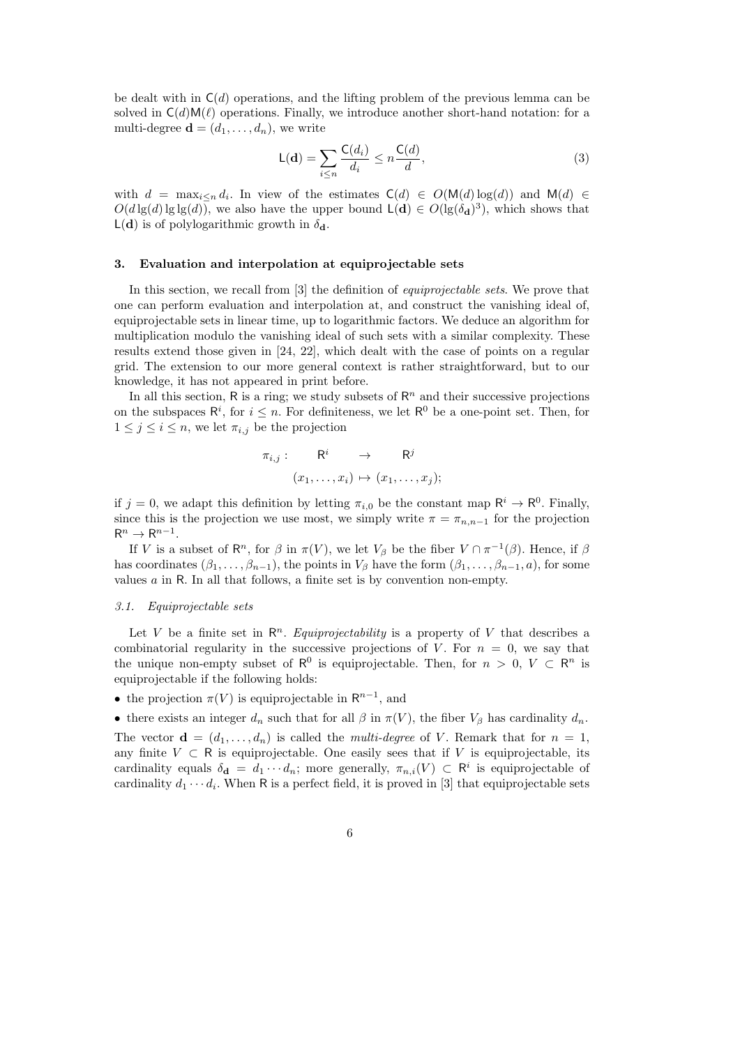be dealt with in $\mathsf{C}(d)$ operations, and the lifting problem of the previous lemma can be solved in $\mathsf{C}(d)\mathsf{M}(\ell)$ operations. Finally, we introduce another short-hand notation: for a multi-degree $\mathbf{d} = (d_1, \ldots, d_n)$, we write

$$\mathsf{L}(\mathbf{d}) = \sum_{i \le n} \frac{\mathsf{C}(d_i)}{d_i} \le n \frac{\mathsf{C}(d)}{d}, \tag{3}$$

with $d = \max_{i \le n} d_i$. In view of the estimates $\mathsf{C}(d) \in O(\mathsf{M}(d)\log(d))$ and $\mathsf{M}(d) \in O(d \lg(d) \lg\lg(d))$, we also have the upper bound $\mathsf{L}(\mathbf{d}) \in O(\lg(\delta_{\mathbf{d}})^3)$, which shows that $\mathsf{L}(\mathbf{d})$ is of polylogarithmic growth in $\delta_{\mathbf{d}}$.

## 3. Evaluation and interpolation at equiprojectable sets

In this section, we recall from [3] the definition of *equiprojectable sets*. We prove that one can perform evaluation and interpolation at, and construct the vanishing ideal of, equiprojectable sets in linear time, up to logarithmic factors. We deduce an algorithm for multiplication modulo the vanishing ideal of such sets with a similar complexity. These results extend those given in [24, 22], which dealt with the case of points on a regular grid. The extension to our more general context is rather straightforward, but to our knowledge, it has not appeared in print before.

In all this section, $\mathsf{R}$ is a ring; we study subsets of $\mathsf{R}^n$ and their successive projections on the subspaces $\mathsf{R}^i$, for $i \le n$. For definiteness, we let $\mathsf{R}^0$ be a one-point set. Then, for $1 \le j \le i \le n$, we let $\pi_{i,j}$ be the projection

$$\begin{array}{rccc} \pi_{i,j} : & \mathsf{R}^i & \to & \mathsf{R}^j \\ & (x_1, \ldots, x_i) & \mapsto & (x_1, \ldots, x_j); \end{array}$$

if $j = 0$, we adapt this definition by letting $\pi_{i,0}$ be the constant map $\mathsf{R}^i \to \mathsf{R}^0$. Finally, since this is the projection we use most, we simply write $\pi = \pi_{n,n-1}$ for the projection $\mathsf{R}^n \to \mathsf{R}^{n-1}$.

If $V$ is a subset of $\mathsf{R}^n$, for $\beta$ in $\pi(V)$, we let $V_\beta$ be the fiber $V \cap \pi^{-1}(\beta)$. Hence, if $\beta$ has coordinates $(\beta_1, \ldots, \beta_{n-1})$, the points in $V_\beta$ have the form $(\beta_1, \ldots, \beta_{n-1}, a)$, for some values $a$ in $\mathsf{R}$. In all that follows, a finite set is by convention non-empty.

### 3.1. Equiprojectable sets

Let $V$ be a finite set in $\mathsf{R}^n$. *Equiprojectability* is a property of $V$ that describes a combinatorial regularity in the successive projections of $V$. For $n = 0$, we say that the unique non-empty subset of $\mathsf{R}^0$ is equiprojectable. Then, for $n > 0$, $V \subset \mathsf{R}^n$ is equiprojectable if the following holds:

- the projection $\pi(V)$ is equiprojectable in $\mathsf{R}^{n-1}$, and
- there exists an integer $d_n$ such that for all $\beta$ in $\pi(V)$, the fiber $V_\beta$ has cardinality $d_n$.

The vector $\mathbf{d} = (d_1, \ldots, d_n)$ is called the *multi-degree* of $V$. Remark that for $n = 1$, any finite $V \subset \mathsf{R}$ is equiprojectable. One easily sees that if $V$ is equiprojectable, its cardinality equals $\delta_{\mathbf{d}} = d_1 \cdots d_n$; more generally, $\pi_{n,i}(V) \subset \mathsf{R}^i$ is equiprojectable of cardinality $d_1 \cdots d_i$. When $\mathsf{R}$ is a perfect field, it is proved in [3] that equiprojectable sets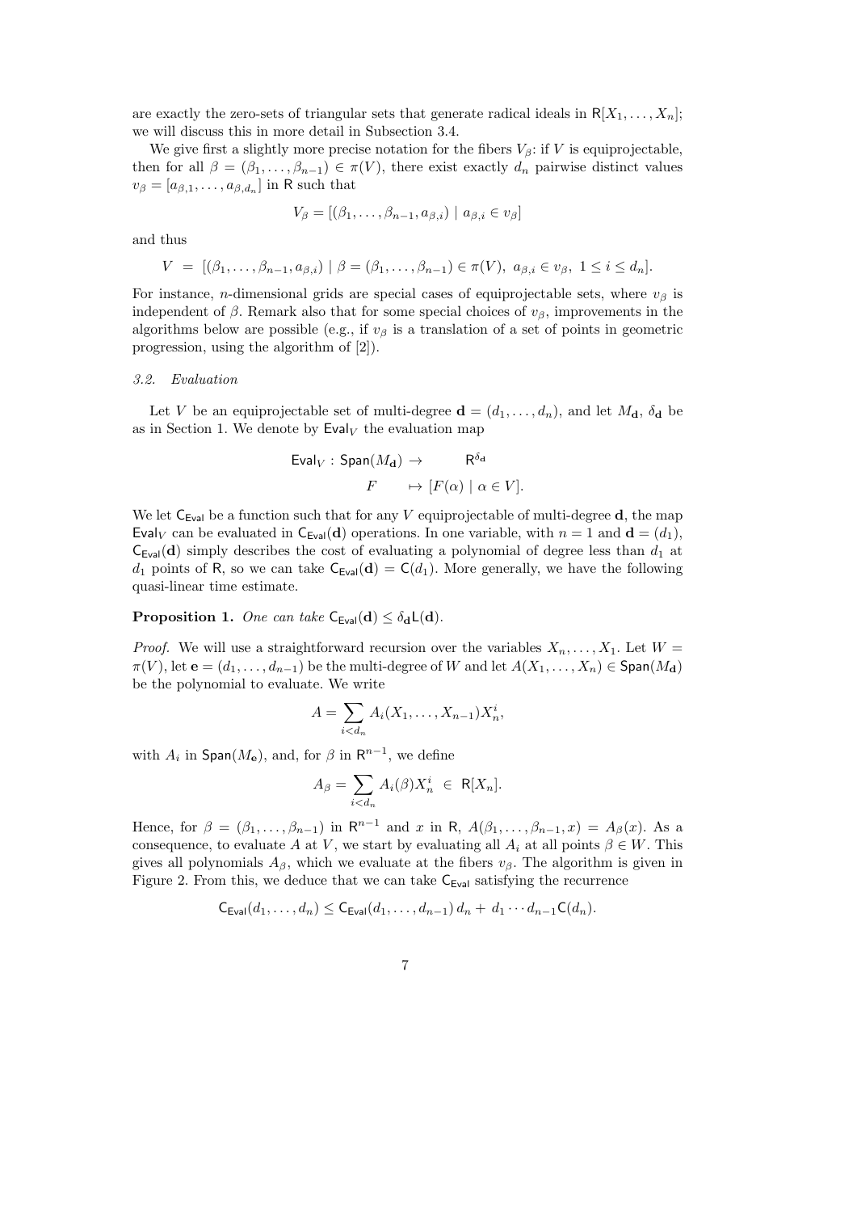are exactly the zero-sets of triangular sets that generate radical ideals in $\mathsf{R}[X_1, \ldots, X_n]$; we will discuss this in more detail in Subsection 3.4.

We give first a slightly more precise notation for the fibers $V_\beta$: if $V$ is equiprojectable, then for all $\beta = (\beta_1, \ldots, \beta_{n-1}) \in \pi(V)$, there exist exactly $d_n$ pairwise distinct values $v_\beta = [a_{\beta,1}, \ldots, a_{\beta,d_n}]$ in $\mathsf{R}$ such that

$$V_\beta = [(\beta_1, \ldots, \beta_{n-1}, a_{\beta,i}) \mid a_{\beta,i} \in v_\beta]$$

and thus

$$V \;=\; [(\beta_1, \ldots, \beta_{n-1}, a_{\beta,i}) \mid \beta = (\beta_1, \ldots, \beta_{n-1}) \in \pi(V),\; a_{\beta,i} \in v_\beta,\; 1 \le i \le d_n].$$

For instance, $n$-dimensional grids are special cases of equiprojectable sets, where $v_\beta$ is independent of $\beta$. Remark also that for some special choices of $v_\beta$, improvements in the algorithms below are possible (e.g., if $v_\beta$ is a translation of a set of points in geometric progression, using the algorithm of [2]).

### 3.2. *Evaluation*

Let $V$ be an equiprojectable set of multi-degree $\mathbf{d} = (d_1, \ldots, d_n)$, and let $M_\mathbf{d}$, $\delta_\mathbf{d}$ be as in Section 1. We denote by $\mathsf{Eval}_V$ the evaluation map

$$\begin{aligned} \mathsf{Eval}_V : \mathsf{Span}(M_\mathbf{d}) &\to \mathsf{R}^{\delta_\mathbf{d}} \\ F &\mapsto [F(\alpha) \mid \alpha \in V]. \end{aligned}$$

We let $\mathsf{C}_{\mathsf{Eval}}$ be a function such that for any $V$ equiprojectable of multi-degree $\mathbf{d}$, the map $\mathsf{Eval}_V$ can be evaluated in $\mathsf{C}_{\mathsf{Eval}}(\mathbf{d})$ operations. In one variable, with $n = 1$ and $\mathbf{d} = (d_1)$, $\mathsf{C}_{\mathsf{Eval}}(\mathbf{d})$ simply describes the cost of evaluating a polynomial of degree less than $d_1$ at $d_1$ points of $\mathsf{R}$, so we can take $\mathsf{C}_{\mathsf{Eval}}(\mathbf{d}) = \mathsf{C}(d_1)$. More generally, we have the following quasi-linear time estimate.

**Proposition 1.** *One can take* $\mathsf{C}_{\mathsf{Eval}}(\mathbf{d}) \le \delta_\mathbf{d}\mathsf{L}(\mathbf{d})$.

*Proof.* We will use a straightforward recursion over the variables $X_n, \ldots, X_1$. Let $W = \pi(V)$, let $\mathbf{e} = (d_1, \ldots, d_{n-1})$ be the multi-degree of $W$ and let $A(X_1, \ldots, X_n) \in \mathsf{Span}(M_\mathbf{d})$ be the polynomial to evaluate. We write

$$A = \sum_{i < d_n} A_i(X_1, \ldots, X_{n-1}) X_n^i,$$

with $A_i$ in $\mathsf{Span}(M_\mathbf{e})$, and, for $\beta$ in $\mathsf{R}^{n-1}$, we define

$$A_\beta = \sum_{i < d_n} A_i(\beta) X_n^i \;\in\; \mathsf{R}[X_n].$$

Hence, for $\beta = (\beta_1, \ldots, \beta_{n-1})$ in $\mathsf{R}^{n-1}$ and $x$ in $\mathsf{R}$, $A(\beta_1, \ldots, \beta_{n-1}, x) = A_\beta(x)$. As a consequence, to evaluate $A$ at $V$, we start by evaluating all $A_i$ at all points $\beta \in W$. This gives all polynomials $A_\beta$, which we evaluate at the fibers $v_\beta$. The algorithm is given in Figure 2. From this, we deduce that we can take $\mathsf{C}_{\mathsf{Eval}}$ satisfying the recurrence

$$\mathsf{C}_{\mathsf{Eval}}(d_1, \ldots, d_n) \le \mathsf{C}_{\mathsf{Eval}}(d_1, \ldots, d_{n-1})\, d_n + d_1 \cdots d_{n-1} \mathsf{C}(d_n).$$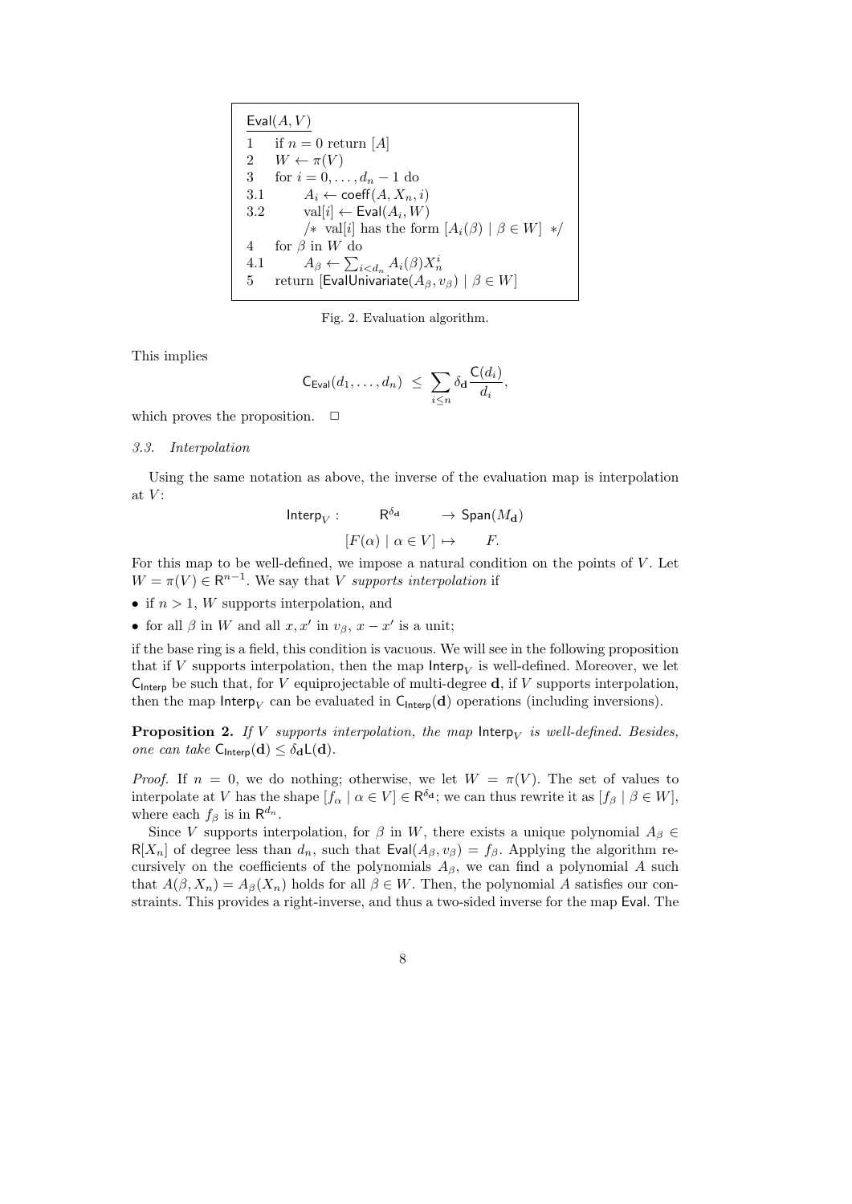```
Eval(A, V)
1     if n = 0 return [A]
2     W ← π(V)
3     for i = 0, ..., d_n − 1 do
3.1       A_i ← coeff(A, X_n, i)
3.2       val[i] ← Eval(A_i, W)
          /* val[i] has the form [A_i(β) | β ∈ W] */
4     for β in W do
4.1       A_β ← Σ_{i<d_n} A_i(β) X_n^i
5     return [EvalUnivariate(A_β, v_β) | β ∈ W]
```

Fig. 2. Evaluation algorithm.

This implies

$$\mathsf{C}_{\mathsf{Eval}}(d_1, \ldots, d_n) \;\leq\; \sum_{i \leq n} \delta_{\mathbf{d}} \frac{\mathsf{C}(d_i)}{d_i},$$

which proves the proposition. $\square$

*3.3. Interpolation*

Using the same notation as above, the inverse of the evaluation map is interpolation at $V$:

$$\begin{aligned} \mathsf{Interp}_V : \qquad \mathsf{R}^{\delta_{\mathbf{d}}} \qquad &\to \mathsf{Span}(M_{\mathbf{d}}) \\ [F(\alpha) \mid \alpha \in V] \mapsto \qquad &F. \end{aligned}$$

For this map to be well-defined, we impose a natural condition on the points of $V$. Let $W = \pi(V) \in \mathsf{R}^{n-1}$. We say that $V$ *supports interpolation* if

- if $n > 1$, $W$ supports interpolation, and
- for all $\beta$ in $W$ and all $x, x'$ in $v_\beta$, $x - x'$ is a unit;

if the base ring is a field, this condition is vacuous. We will see in the following proposition that if $V$ supports interpolation, then the map $\mathsf{Interp}_V$ is well-defined. Moreover, we let $\mathsf{C}_{\mathsf{Interp}}$ be such that, for $V$ equiprojectable of multi-degree $\mathbf{d}$, if $V$ supports interpolation, then the map $\mathsf{Interp}_V$ can be evaluated in $\mathsf{C}_{\mathsf{Interp}}(\mathbf{d})$ operations (including inversions).

**Proposition 2.** *If $V$ supports interpolation, the map $\mathsf{Interp}_V$ is well-defined. Besides, one can take $\mathsf{C}_{\mathsf{Interp}}(\mathbf{d}) \leq \delta_{\mathbf{d}} \mathsf{L}(\mathbf{d})$.*

*Proof.* If $n = 0$, we do nothing; otherwise, we let $W = \pi(V)$. The set of values to interpolate at $V$ has the shape $[f_\alpha \mid \alpha \in V] \in \mathsf{R}^{\delta_{\mathbf{d}}}$; we can thus rewrite it as $[f_\beta \mid \beta \in W]$, where each $f_\beta$ is in $\mathsf{R}^{d_n}$.

Since $V$ supports interpolation, for $\beta$ in $W$, there exists a unique polynomial $A_\beta \in \mathsf{R}[X_n]$ of degree less than $d_n$, such that $\mathsf{Eval}(A_\beta, v_\beta) = f_\beta$. Applying the algorithm recursively on the coefficients of the polynomials $A_\beta$, we can find a polynomial $A$ such that $A(\beta, X_n) = A_\beta(X_n)$ holds for all $\beta \in W$. Then, the polynomial $A$ satisfies our constraints. This provides a right-inverse, and thus a two-sided inverse for the map $\mathsf{Eval}$. The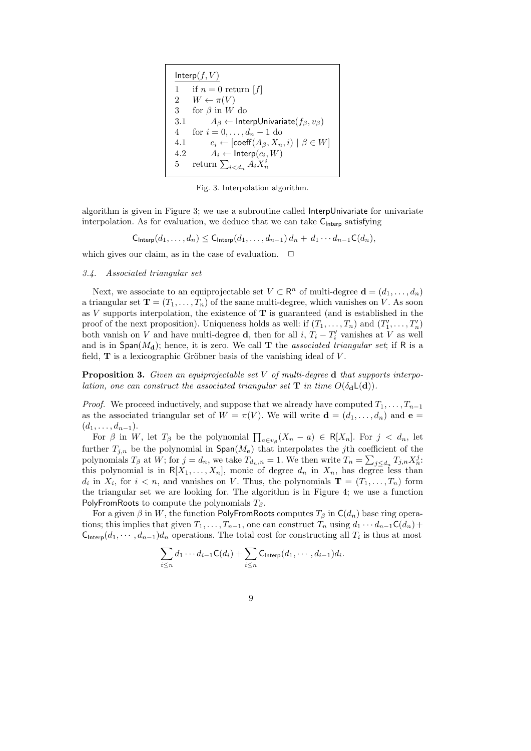```
Interp(f, V)
1    if n = 0 return [f]
2    W ← π(V)
3    for β in W do
3.1      A_β ← InterpUnivariate(f_β, v_β)
4    for i = 0, ..., d_n − 1 do
4.1      c_i ← [coeff(A_β, X_n, i) | β ∈ W]
4.2      A_i ← Interp(c_i, W)
5    return Σ_{i<d_n} A_i X_n^i
```

Fig. 3. Interpolation algorithm.

algorithm is given in Figure 3; we use a subroutine called InterpUnivariate for univariate interpolation. As for evaluation, we deduce that we can take $\mathsf{C}_{\mathsf{Interp}}$ satisfying

$$\mathsf{C}_{\mathsf{Interp}}(d_1, \ldots, d_n) \leq \mathsf{C}_{\mathsf{Interp}}(d_1, \ldots, d_{n-1})\, d_n + \, d_1 \cdots d_{n-1} \mathsf{C}(d_n),$$

which gives our claim, as in the case of evaluation. $\square$

### *3.4. Associated triangular set*

Next, we associate to an equiprojectable set $V \subset \mathsf{R}^n$ of multi-degree $\mathbf{d} = (d_1, \ldots, d_n)$ a triangular set $\mathbf{T} = (T_1, \ldots, T_n)$ of the same multi-degree, which vanishes on $V$. As soon as $V$ supports interpolation, the existence of $\mathbf{T}$ is guaranteed (and is established in the proof of the next proposition). Uniqueness holds as well: if $(T_1, \ldots, T_n)$ and $(T'_1, \ldots, T'_n)$ both vanish on $V$ and have multi-degree $\mathbf{d}$, then for all $i$, $T_i - T'_i$ vanishes at $V$ as well and is in $\mathsf{Span}(M_\mathbf{d})$; hence, it is zero. We call $\mathbf{T}$ the *associated triangular set*; if $\mathsf{R}$ is a field, $\mathbf{T}$ is a lexicographic Gröbner basis of the vanishing ideal of $V$.

**Proposition 3.** *Given an equiprojectable set $V$ of multi-degree $\mathbf{d}$ that supports interpolation, one can construct the associated triangular set $\mathbf{T}$ in time $O(\delta_\mathbf{d} \mathsf{L}(\mathbf{d}))$.*

*Proof.* We proceed inductively, and suppose that we already have computed $T_1, \ldots, T_{n-1}$ as the associated triangular set of $W = \pi(V)$. We will write $\mathbf{d} = (d_1, \ldots, d_n)$ and $\mathbf{e} = (d_1, \ldots, d_{n-1})$.

For $\beta$ in $W$, let $T_\beta$ be the polynomial $\prod_{a \in v_\beta}(X_n - a) \in \mathsf{R}[X_n]$. For $j < d_n$, let further $T_{j,n}$ be the polynomial in $\mathsf{Span}(M_\mathbf{e})$ that interpolates the $j$th coefficient of the polynomials $T_\beta$ at $W$; for $j = d_n$, we take $T_{d_n,n} = 1$. We then write $T_n = \sum_{j \leq d_n} T_{j,n} X_n^j$: this polynomial is in $\mathsf{R}[X_1, \ldots, X_n]$, monic of degree $d_n$ in $X_n$, has degree less than $d_i$ in $X_i$, for $i < n$, and vanishes on $V$. Thus, the polynomials $\mathbf{T} = (T_1, \ldots, T_n)$ form the triangular set we are looking for. The algorithm is in Figure 4; we use a function PolyFromRoots to compute the polynomials $T_\beta$.

For a given $\beta$ in $W$, the function PolyFromRoots computes $T_\beta$ in $\mathsf{C}(d_n)$ base ring operations; this implies that given $T_1, \ldots, T_{n-1}$, one can construct $T_n$ using $d_1 \cdots d_{n-1} \mathsf{C}(d_n) + \mathsf{C}_{\mathsf{Interp}}(d_1, \cdots, d_{n-1}) d_n$ operations. The total cost for constructing all $T_i$ is thus at most

$$\sum_{i \leq n} d_1 \cdots d_{i-1} \mathsf{C}(d_i) + \sum_{i \leq n} \mathsf{C}_{\mathsf{Interp}}(d_1, \cdots, d_{i-1}) d_i.$$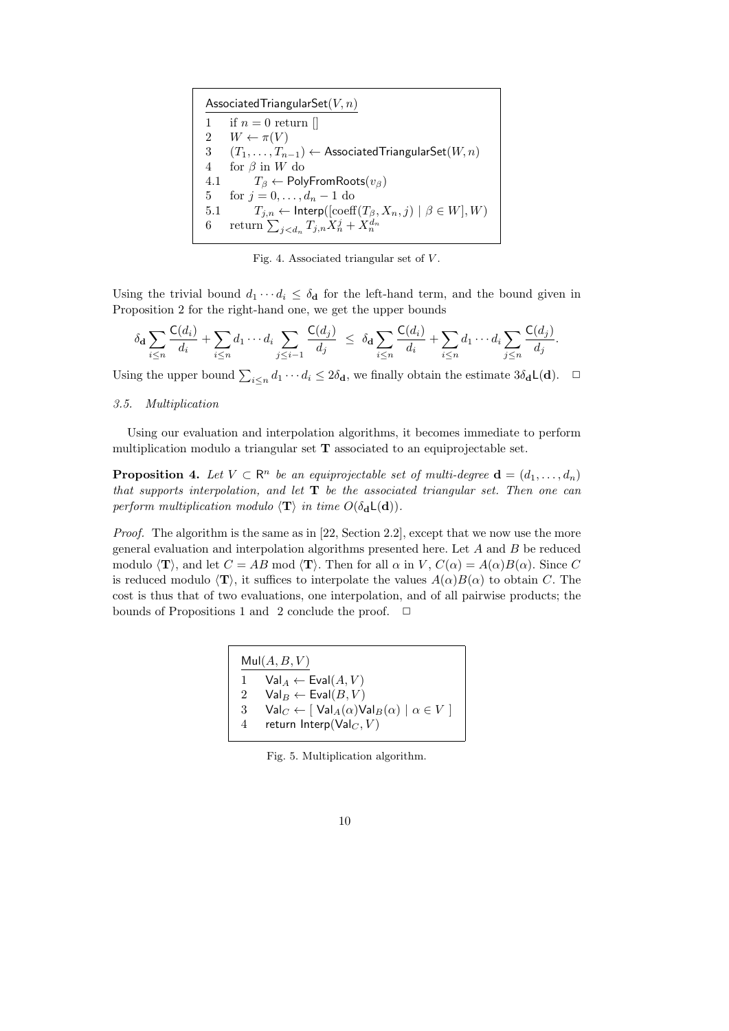```
AssociatedTriangularSet(V, n)
1     if n = 0 return []
2     W ← π(V)
3     (T_1, ..., T_{n-1}) ← AssociatedTriangularSet(W, n)
4     for β in W do
4.1       T_β ← PolyFromRoots(v_β)
5     for j = 0, ..., d_n − 1 do
5.1       T_{j,n} ← Interp([coeff(T_β, X_n, j) | β ∈ W], W)
6     return Σ_{j<d_n} T_{j,n} X_n^j + X_n^{d_n}
```

Fig. 4. Associated triangular set of $V$.

Using the trivial bound $d_1 \cdots d_i \leq \delta_{\mathbf{d}}$ for the left-hand term, and the bound given in Proposition 2 for the right-hand one, we get the upper bounds

$$\delta_{\mathbf{d}} \sum_{i \leq n} \frac{\mathsf{C}(d_i)}{d_i} + \sum_{i \leq n} d_1 \cdots d_i \sum_{j \leq i-1} \frac{\mathsf{C}(d_j)}{d_j} \;\leq\; \delta_{\mathbf{d}} \sum_{i \leq n} \frac{\mathsf{C}(d_i)}{d_i} + \sum_{i \leq n} d_1 \cdots d_i \sum_{j \leq n} \frac{\mathsf{C}(d_j)}{d_j}.$$

Using the upper bound $\sum_{i \leq n} d_1 \cdots d_i \leq 2\delta_{\mathbf{d}}$, we finally obtain the estimate $3\delta_{\mathbf{d}}\mathsf{L}(\mathbf{d})$. $\square$

### 3.5. Multiplication

Using our evaluation and interpolation algorithms, it becomes immediate to perform multiplication modulo a triangular set $\mathbf{T}$ associated to an equiprojectable set.

**Proposition 4.** *Let $V \subset \mathsf{R}^n$ be an equiprojectable set of multi-degree $\mathbf{d} = (d_1, \ldots, d_n)$ that supports interpolation, and let $\mathbf{T}$ be the associated triangular set. Then one can perform multiplication modulo $\langle \mathbf{T} \rangle$ in time $O(\delta_{\mathbf{d}}\mathsf{L}(\mathbf{d}))$.*

*Proof.* The algorithm is the same as in [22, Section 2.2], except that we now use the more general evaluation and interpolation algorithms presented here. Let $A$ and $B$ be reduced modulo $\langle \mathbf{T} \rangle$, and let $C = AB \bmod \langle \mathbf{T} \rangle$. Then for all $\alpha$ in $V$, $C(\alpha) = A(\alpha)B(\alpha)$. Since $C$ is reduced modulo $\langle \mathbf{T} \rangle$, it suffices to interpolate the values $A(\alpha)B(\alpha)$ to obtain $C$. The cost is thus that of two evaluations, one interpolation, and of all pairwise products; the bounds of Propositions 1 and 2 conclude the proof. $\square$

```
Mul(A, B, V)
1     Val_A ← Eval(A, V)
2     Val_B ← Eval(B, V)
3     Val_C ← [ Val_A(α)Val_B(α) | α ∈ V ]
4     return Interp(Val_C, V)
```

Fig. 5. Multiplication algorithm.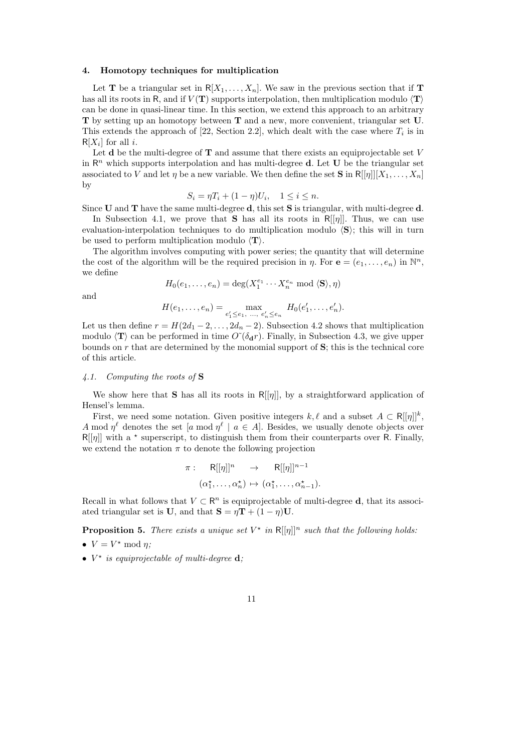## 4. Homotopy techniques for multiplication

Let $\mathbf{T}$ be a triangular set in $\mathsf{R}[X_1, \ldots, X_n]$. We saw in the previous section that if $\mathbf{T}$ has all its roots in $\mathsf{R}$, and if $V(\mathbf{T})$ supports interpolation, then multiplication modulo $\langle \mathbf{T} \rangle$ can be done in quasi-linear time. In this section, we extend this approach to an arbitrary $\mathbf{T}$ by setting up an homotopy between $\mathbf{T}$ and a new, more convenient, triangular set $\mathbf{U}$. This extends the approach of [22, Section 2.2], which dealt with the case where $T_i$ is in $\mathsf{R}[X_i]$ for all $i$.

Let $\mathbf{d}$ be the multi-degree of $\mathbf{T}$ and assume that there exists an equiprojectable set $V$ in $\mathsf{R}^n$ which supports interpolation and has multi-degree $\mathbf{d}$. Let $\mathbf{U}$ be the triangular set associated to $V$ and let $\eta$ be a new variable. We then define the set $\mathbf{S}$ in $\mathsf{R}[[\eta]][X_1, \ldots, X_n]$ by

$$S_i = \eta T_i + (1 - \eta) U_i, \quad 1 \leq i \leq n.$$

Since $\mathbf{U}$ and $\mathbf{T}$ have the same multi-degree $\mathbf{d}$, this set $\mathbf{S}$ is triangular, with multi-degree $\mathbf{d}$.

In Subsection 4.1, we prove that $\mathbf{S}$ has all its roots in $\mathsf{R}[[\eta]]$. Thus, we can use evaluation-interpolation techniques to do multiplication modulo $\langle \mathbf{S} \rangle$; this will in turn be used to perform multiplication modulo $\langle \mathbf{T} \rangle$.

The algorithm involves computing with power series; the quantity that will determine the cost of the algorithm will be the required precision in $\eta$. For $\mathbf{e} = (e_1, \ldots, e_n)$ in $\mathbb{N}^n$, we define

$$H_0(e_1, \ldots, e_n) = \deg(X_1^{e_1} \cdots X_n^{e_n} \bmod \langle \mathbf{S} \rangle, \eta)$$

and

$$H(e_1, \ldots, e_n) = \max_{e_1' \leq e_1, \ \ldots, \ e_n' \leq e_n} H_0(e_1', \ldots, e_n').$$

Let us then define $r = H(2d_1 - 2, \ldots, 2d_n - 2)$. Subsection 4.2 shows that multiplication modulo $\langle \mathbf{T} \rangle$ can be performed in time $O\tilde{~}(\delta_{\mathbf{d}} r)$. Finally, in Subsection 4.3, we give upper bounds on $r$ that are determined by the monomial support of $\mathbf{S}$; this is the technical core of this article.

### 4.1. Computing the roots of $\mathbf{S}$

We show here that $\mathbf{S}$ has all its roots in $\mathsf{R}[[\eta]]$, by a straightforward application of Hensel's lemma.

First, we need some notation. Given positive integers $k, \ell$ and a subset $A \subset \mathsf{R}[[\eta]]^k$, $A \bmod \eta^\ell$ denotes the set $[a \bmod \eta^\ell \mid a \in A]$. Besides, we usually denote objects over $\mathsf{R}[[\eta]]$ with a $^\star$ superscript, to distinguish them from their counterparts over $\mathsf{R}$. Finally, we extend the notation $\pi$ to denote the following projection

$$\begin{aligned} \pi : \quad \mathsf{R}[[\eta]]^n \quad &\to \quad \mathsf{R}[[\eta]]^{n-1} \\ (\alpha_1^\star, \ldots, \alpha_n^\star) &\mapsto (\alpha_1^\star, \ldots, \alpha_{n-1}^\star). \end{aligned}$$

Recall in what follows that $V \subset \mathsf{R}^n$ is equiprojectable of multi-degree $\mathbf{d}$, that its associated triangular set is $\mathbf{U}$, and that $\mathbf{S} = \eta \mathbf{T} + (1 - \eta)\mathbf{U}$.

**Proposition 5.** *There exists a unique set $V^\star$ in $\mathsf{R}[[\eta]]^n$ such that the following holds:*

- $V = V^\star \bmod \eta$;
- *$V^\star$ is equiprojectable of multi-degree $\mathbf{d}$;*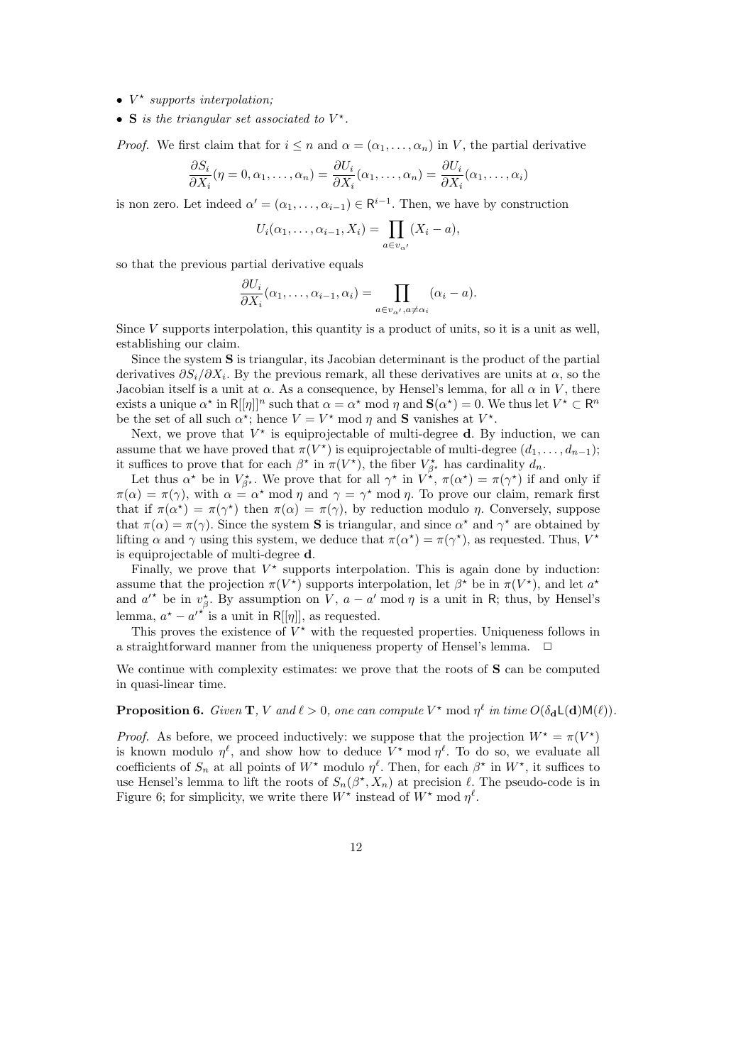- $V^\star$ *supports interpolation;*
- $\mathbf{S}$ *is the triangular set associated to* $V^\star$.

*Proof.* We first claim that for $i \le n$ and $\alpha = (\alpha_1, \ldots, \alpha_n)$ in $V$, the partial derivative

$$\frac{\partial S_i}{\partial X_i}(\eta = 0, \alpha_1, \ldots, \alpha_n) = \frac{\partial U_i}{\partial X_i}(\alpha_1, \ldots, \alpha_n) = \frac{\partial U_i}{\partial X_i}(\alpha_1, \ldots, \alpha_i)$$

is non zero. Let indeed $\alpha' = (\alpha_1, \ldots, \alpha_{i-1}) \in \mathsf{R}^{i-1}$. Then, we have by construction

$$U_i(\alpha_1, \ldots, \alpha_{i-1}, X_i) = \prod_{a \in v_{\alpha'}} (X_i - a),$$

so that the previous partial derivative equals

$$\frac{\partial U_i}{\partial X_i}(\alpha_1, \ldots, \alpha_{i-1}, \alpha_i) = \prod_{a \in v_{\alpha'}, a \ne \alpha_i} (\alpha_i - a).$$

Since $V$ supports interpolation, this quantity is a product of units, so it is a unit as well, establishing our claim.

Since the system $\mathbf{S}$ is triangular, its Jacobian determinant is the product of the partial derivatives $\partial S_i / \partial X_i$. By the previous remark, all these derivatives are units at $\alpha$, so the Jacobian itself is a unit at $\alpha$. As a consequence, by Hensel's lemma, for all $\alpha$ in $V$, there exists a unique $\alpha^\star$ in $\mathsf{R}[[\eta]]^n$ such that $\alpha = \alpha^\star \bmod \eta$ and $\mathbf{S}(\alpha^\star) = 0$. We thus let $V^\star \subset \mathsf{R}^n$ be the set of all such $\alpha^\star$; hence $V = V^\star \bmod \eta$ and $\mathbf{S}$ vanishes at $V^\star$.

Next, we prove that $V^\star$ is equiprojectable of multi-degree $\mathbf{d}$. By induction, we can assume that we have proved that $\pi(V^\star)$ is equiprojectable of multi-degree $(d_1, \ldots, d_{n-1})$; it suffices to prove that for each $\beta^\star$ in $\pi(V^\star)$, the fiber $V^\star_{\beta^\star}$ has cardinality $d_n$.

Let thus $\alpha^\star$ be in $V^\star_{\beta^\star}$. We prove that for all $\gamma^\star$ in $V^\star$, $\pi(\alpha^\star) = \pi(\gamma^\star)$ if and only if $\pi(\alpha) = \pi(\gamma)$, with $\alpha = \alpha^\star \bmod \eta$ and $\gamma = \gamma^\star \bmod \eta$. To prove our claim, remark first that if $\pi(\alpha^\star) = \pi(\gamma^\star)$ then $\pi(\alpha) = \pi(\gamma)$, by reduction modulo $\eta$. Conversely, suppose that $\pi(\alpha) = \pi(\gamma)$. Since the system $\mathbf{S}$ is triangular, and since $\alpha^\star$ and $\gamma^\star$ are obtained by lifting $\alpha$ and $\gamma$ using this system, we deduce that $\pi(\alpha^\star) = \pi(\gamma^\star)$, as requested. Thus, $V^\star$ is equiprojectable of multi-degree $\mathbf{d}$.

Finally, we prove that $V^\star$ supports interpolation. This is again done by induction: assume that the projection $\pi(V^\star)$ supports interpolation, let $\beta^\star$ be in $\pi(V^\star)$, and let $a^\star$ and $a'^\star$ be in $v^\star_\beta$. By assumption on $V$, $a - a' \bmod \eta$ is a unit in $\mathsf{R}$; thus, by Hensel's lemma, $a^\star - a'^\star$ is a unit in $\mathsf{R}[[\eta]]$, as requested.

This proves the existence of $V^\star$ with the requested properties. Uniqueness follows in a straightforward manner from the uniqueness property of Hensel's lemma. $\square$

We continue with complexity estimates: we prove that the roots of $\mathbf{S}$ can be computed in quasi-linear time.

**Proposition 6.** *Given* $\mathbf{T}$, $V$ *and* $\ell > 0$, *one can compute* $V^\star \bmod \eta^\ell$ *in time* $O(\delta_{\mathbf{d}} \mathsf{L}(\mathbf{d}) \mathsf{M}(\ell))$.

*Proof.* As before, we proceed inductively: we suppose that the projection $W^\star = \pi(V^\star)$ is known modulo $\eta^\ell$, and show how to deduce $V^\star \bmod \eta^\ell$. To do so, we evaluate all coefficients of $S_n$ at all points of $W^\star$ modulo $\eta^\ell$. Then, for each $\beta^\star$ in $W^\star$, it suffices to use Hensel's lemma to lift the roots of $S_n(\beta^\star, X_n)$ at precision $\ell$. The pseudo-code is in Figure 6; for simplicity, we write there $W^\star$ instead of $W^\star \bmod \eta^\ell$.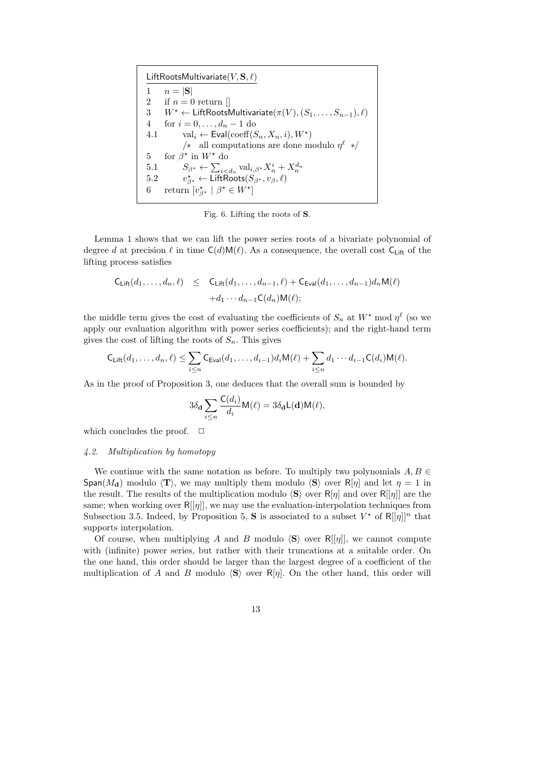```
LiftRootsMultivariate(V, S, ℓ)
1     n = |S|
2     if n = 0 return []
3     W* ← LiftRootsMultivariate(π(V), (S_1, ..., S_{n-1}), ℓ)
4     for i = 0, ..., d_n − 1 do
4.1       val_i ← Eval(coeff(S_n, X_n, i), W*)
          /*  all computations are done modulo η^ℓ  */
5     for β* in W* do
5.1       S_{β*} ← Σ_{i<d_n} val_{i,β*} X_n^i + X_n^{d_n}
5.2       v*_{β*} ← LiftRoots(S_{β*}, v_β, ℓ)
6     return [v*_{β*} | β* ∈ W*]
```

Fig. 6. Lifting the roots of $\mathbf{S}$.

Lemma 1 shows that we can lift the power series roots of a bivariate polynomial of degree $d$ at precision $\ell$ in time $\mathsf{C}(d)\mathsf{M}(\ell)$. As a consequence, the overall cost $\mathsf{C}_{\mathsf{Lift}}$ of the lifting process satisfies

$$\begin{aligned}\mathsf{C}_{\mathsf{Lift}}(d_1,\dots,d_n,\ell) \quad &\leq \quad \mathsf{C}_{\mathsf{Lift}}(d_1,\dots,d_{n-1},\ell) + \mathsf{C}_{\mathsf{Eval}}(d_1,\dots,d_{n-1})d_n\mathsf{M}(\ell) \\ &\quad + d_1\cdots d_{n-1}\mathsf{C}(d_n)\mathsf{M}(\ell);\end{aligned}$$

the middle term gives the cost of evaluating the coefficients of $S_n$ at $W^\star \bmod \eta^\ell$ (so we apply our evaluation algorithm with power series coefficients); and the right-hand term gives the cost of lifting the roots of $S_n$. This gives

$$\mathsf{C}_{\mathsf{Lift}}(d_1,\dots,d_n,\ell) \leq \sum_{i\leq n} \mathsf{C}_{\mathsf{Eval}}(d_1,\dots,d_{i-1})d_i\mathsf{M}(\ell) + \sum_{i\leq n} d_1\cdots d_{i-1}\mathsf{C}(d_i)\mathsf{M}(\ell).$$

As in the proof of Proposition 3, one deduces that the overall sum is bounded by

$$3\delta_{\mathbf{d}} \sum_{i\leq n} \frac{\mathsf{C}(d_i)}{d_i}\mathsf{M}(\ell) = 3\delta_{\mathbf{d}}\mathsf{L}(\mathbf{d})\mathsf{M}(\ell),$$

which concludes the proof. $\square$

### *4.2. Multiplication by homotopy*

We continue with the same notation as before. To multiply two polynomials $A, B \in \mathsf{Span}(M_{\mathbf{d}})$ modulo $\langle \mathbf{T}\rangle$, we may multiply them modulo $\langle \mathbf{S}\rangle$ over $\mathsf{R}[\eta]$ and let $\eta = 1$ in the result. The results of the multiplication modulo $\langle \mathbf{S}\rangle$ over $\mathsf{R}[\eta]$ and over $\mathsf{R}[[\eta]]$ are the same; when working over $\mathsf{R}[[\eta]]$, we may use the evaluation-interpolation techniques from Subsection 3.5. Indeed, by Proposition 5, $\mathbf{S}$ is associated to a subset $V^\star$ of $\mathsf{R}[[\eta]]^n$ that supports interpolation.

Of course, when multiplying $A$ and $B$ modulo $\langle \mathbf{S}\rangle$ over $\mathsf{R}[[\eta]]$, we cannot compute with (infinite) power series, but rather with their truncations at a suitable order. On the one hand, this order should be larger than the largest degree of a coefficient of the multiplication of $A$ and $B$ modulo $\langle \mathbf{S}\rangle$ over $\mathsf{R}[\eta]$. On the other hand, this order will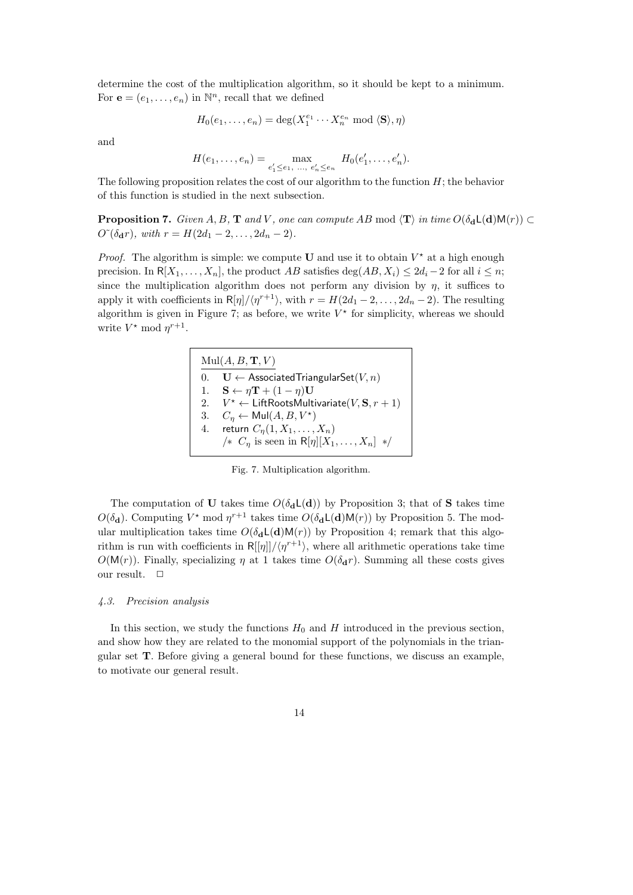determine the cost of the multiplication algorithm, so it should be kept to a minimum. For $\mathbf{e} = (e_1, \ldots, e_n)$ in $\mathbb{N}^n$, recall that we defined

$$H_0(e_1, \ldots, e_n) = \deg(X_1^{e_1} \cdots X_n^{e_n} \bmod \langle \mathbf{S} \rangle, \eta)$$

and

$$H(e_1, \ldots, e_n) = \max_{e'_1 \leq e_1, \ \ldots, \ e'_n \leq e_n} H_0(e'_1, \ldots, e'_n).$$

The following proposition relates the cost of our algorithm to the function $H$; the behavior of this function is studied in the next subsection.

**Proposition 7.** *Given $A, B$, $\mathbf{T}$ and $V$, one can compute $AB \bmod \langle \mathbf{T} \rangle$ in time $O(\delta_{\mathbf{d}} \mathsf{L}(\mathbf{d}) \mathsf{M}(r)) \subset O\tilde{\ }(\delta_{\mathbf{d}} r)$, with $r = H(2d_1 - 2, \ldots, 2d_n - 2)$.*

*Proof.* The algorithm is simple: we compute $\mathbf{U}$ and use it to obtain $V^\star$ at a high enough precision. In $\mathsf{R}[X_1, \ldots, X_n]$, the product $AB$ satisfies $\deg(AB, X_i) \leq 2d_i - 2$ for all $i \leq n$; since the multiplication algorithm does not perform any division by $\eta$, it suffices to apply it with coefficients in $\mathsf{R}[\eta]/\langle \eta^{r+1} \rangle$, with $r = H(2d_1 - 2, \ldots, 2d_n - 2)$. The resulting algorithm is given in Figure 7; as before, we write $V^\star$ for simplicity, whereas we should write $V^\star \bmod \eta^{r+1}$.

```
Mul(A, B, T, V)
0.   U ← AssociatedTriangularSet(V, n)
1.   S ← ηT + (1 − η)U
2.   V* ← LiftRootsMultivariate(V, S, r + 1)
3.   C_η ← Mul(A, B, V*)
4.   return C_η(1, X_1, ..., X_n)
     /* C_η is seen in R[η][X_1, ..., X_n] */
```

Fig. 7. Multiplication algorithm.

The computation of $\mathbf{U}$ takes time $O(\delta_{\mathbf{d}} \mathsf{L}(\mathbf{d}))$ by Proposition 3; that of $\mathbf{S}$ takes time $O(\delta_{\mathbf{d}})$. Computing $V^\star \bmod \eta^{r+1}$ takes time $O(\delta_{\mathbf{d}} \mathsf{L}(\mathbf{d}) \mathsf{M}(r))$ by Proposition 5. The modular multiplication takes time $O(\delta_{\mathbf{d}} \mathsf{L}(\mathbf{d}) \mathsf{M}(r))$ by Proposition 4; remark that this algorithm is run with coefficients in $\mathsf{R}[[\eta]]/\langle \eta^{r+1} \rangle$, where all arithmetic operations take time $O(\mathsf{M}(r))$. Finally, specializing $\eta$ at 1 takes time $O(\delta_{\mathbf{d}} r)$. Summing all these costs gives our result. □

### *4.3. Precision analysis*

In this section, we study the functions $H_0$ and $H$ introduced in the previous section, and show how they are related to the monomial support of the polynomials in the triangular set $\mathbf{T}$. Before giving a general bound for these functions, we discuss an example, to motivate our general result.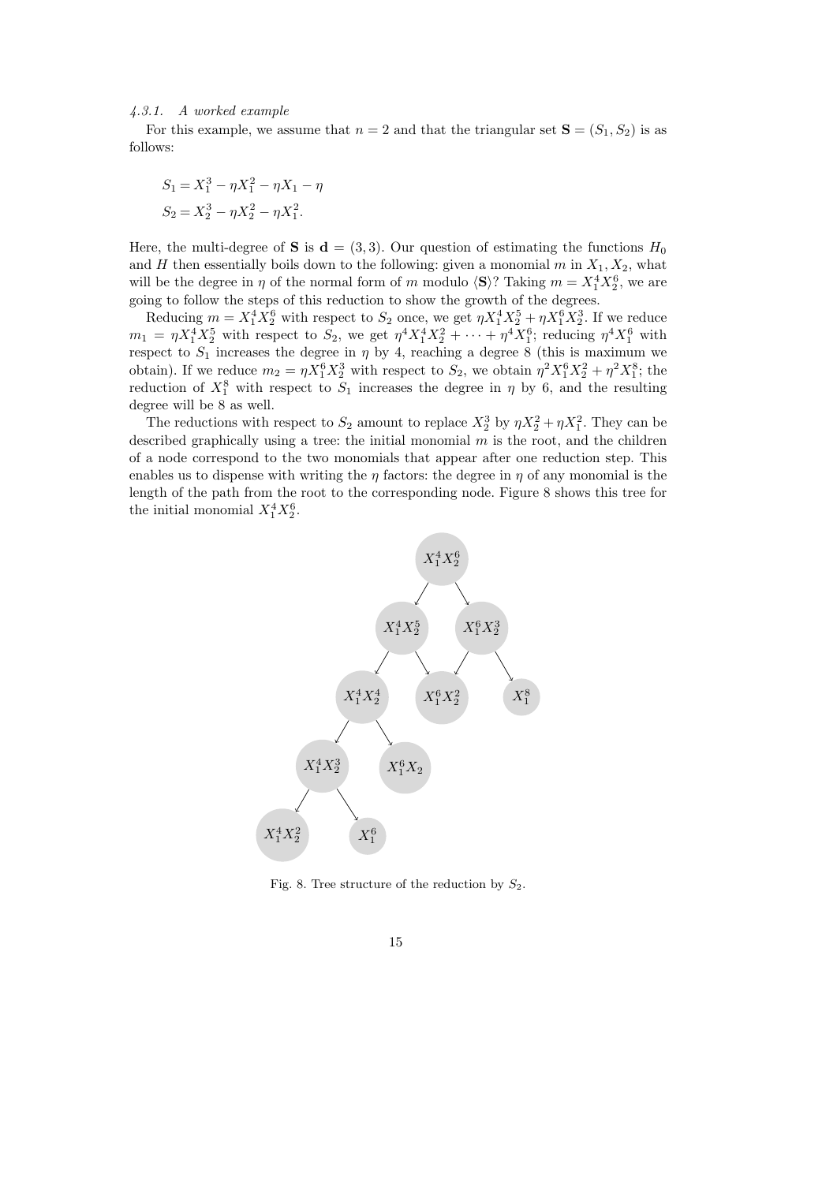#### 4.3.1. *A worked example*

For this example, we assume that $n = 2$ and that the triangular set $\mathbf{S} = (S_1, S_2)$ is as follows:

$$S_1 = X_1^3 - \eta X_1^2 - \eta X_1 - \eta$$
$$S_2 = X_2^3 - \eta X_2^2 - \eta X_1^2.$$

Here, the multi-degree of $\mathbf{S}$ is $\mathbf{d} = (3, 3)$. Our question of estimating the functions $H_0$ and $H$ then essentially boils down to the following: given a monomial $m$ in $X_1, X_2$, what will be the degree in $\eta$ of the normal form of $m$ modulo $\langle \mathbf{S} \rangle$? Taking $m = X_1^4 X_2^6$, we are going to follow the steps of this reduction to show the growth of the degrees.

Reducing $m = X_1^4 X_2^6$ with respect to $S_2$ once, we get $\eta X_1^4 X_2^5 + \eta X_1^6 X_2^3$. If we reduce $m_1 = \eta X_1^4 X_2^5$ with respect to $S_2$, we get $\eta^4 X_1^4 X_2^2 + \cdots + \eta^4 X_1^6$; reducing $\eta^4 X_1^6$ with respect to $S_1$ increases the degree in $\eta$ by 4, reaching a degree 8 (this is maximum we obtain). If we reduce $m_2 = \eta X_1^6 X_2^3$ with respect to $S_2$, we obtain $\eta^2 X_1^6 X_2^2 + \eta^2 X_1^8$; the reduction of $X_1^8$ with respect to $S_1$ increases the degree in $\eta$ by 6, and the resulting degree will be 8 as well.

The reductions with respect to $S_2$ amount to replace $X_2^3$ by $\eta X_2^2 + \eta X_1^2$. They can be described graphically using a tree: the initial monomial $m$ is the root, and the children of a node correspond to the two monomials that appear after one reduction step. This enables us to dispense with writing the $\eta$ factors: the degree in $\eta$ of any monomial is the length of the path from the root to the corresponding node. Figure 8 shows this tree for the initial monomial $X_1^4 X_2^6$.

Fig. 8. Tree structure of the reduction by $S_2$.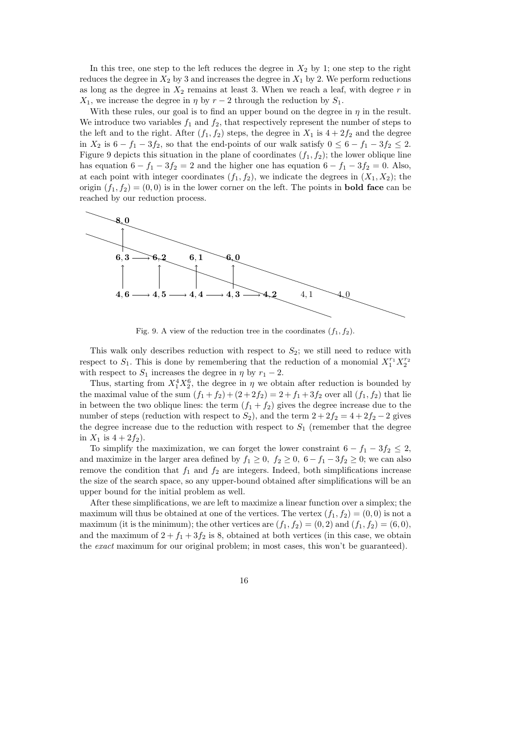In this tree, one step to the left reduces the degree in $X_2$ by 1; one step to the right reduces the degree in $X_2$ by 3 and increases the degree in $X_1$ by 2. We perform reductions as long as the degree in $X_2$ remains at least 3. When we reach a leaf, with degree $r$ in $X_1$, we increase the degree in $\eta$ by $r-2$ through the reduction by $S_1$.

With these rules, our goal is to find an upper bound on the degree in $\eta$ in the result. We introduce two variables $f_1$ and $f_2$, that respectively represent the number of steps to the left and to the right. After $(f_1, f_2)$ steps, the degree in $X_1$ is $4+2f_2$ and the degree in $X_2$ is $6-f_1-3f_2$, so that the end-points of our walk satisfy $0 \leq 6-f_1-3f_2 \leq 2$. Figure 9 depicts this situation in the plane of coordinates $(f_1, f_2)$; the lower oblique line has equation $6-f_1-3f_2 = 2$ and the higher one has equation $6-f_1-3f_2 = 0$. Also, at each point with integer coordinates $(f_1, f_2)$, we indicate the degrees in $(X_1, X_2)$; the origin $(f_1, f_2) = (0, 0)$ is in the lower corner on the left. The points in **bold face** can be reached by our reduction process.

Fig. 9. A view of the reduction tree in the coordinates $(f_1, f_2)$.

This walk only describes reduction with respect to $S_2$; we still need to reduce with respect to $S_1$. This is done by remembering that the reduction of a monomial $X_1^{r_1}X_2^{r_2}$ with respect to $S_1$ increases the degree in $\eta$ by $r_1-2$.

Thus, starting from $X_1^4X_2^6$, the degree in $\eta$ we obtain after reduction is bounded by the maximal value of the sum $(f_1+f_2)+(2+2f_2) = 2+f_1+3f_2$ over all $(f_1, f_2)$ that lie in between the two oblique lines: the term $(f_1+f_2)$ gives the degree increase due to the number of steps (reduction with respect to $S_2$), and the term $2+2f_2 = 4+2f_2-2$ gives the degree increase due to the reduction with respect to $S_1$ (remember that the degree in $X_1$ is $4+2f_2$).

To simplify the maximization, we can forget the lower constraint $6-f_1-3f_2 \leq 2$, and maximize in the larger area defined by $f_1 \geq 0,\ f_2 \geq 0,\ 6-f_1-3f_2 \geq 0$; we can also remove the condition that $f_1$ and $f_2$ are integers. Indeed, both simplifications increase the size of the search space, so any upper-bound obtained after simplifications will be an upper bound for the initial problem as well.

After these simplifications, we are left to maximize a linear function over a simplex; the maximum will thus be obtained at one of the vertices. The vertex $(f_1, f_2) = (0, 0)$ is not a maximum (it is the minimum); the other vertices are $(f_1, f_2) = (0, 2)$ and $(f_1, f_2) = (6, 0)$, and the maximum of $2+f_1+3f_2$ is 8, obtained at both vertices (in this case, we obtain the *exact* maximum for our original problem; in most cases, this won't be guaranteed).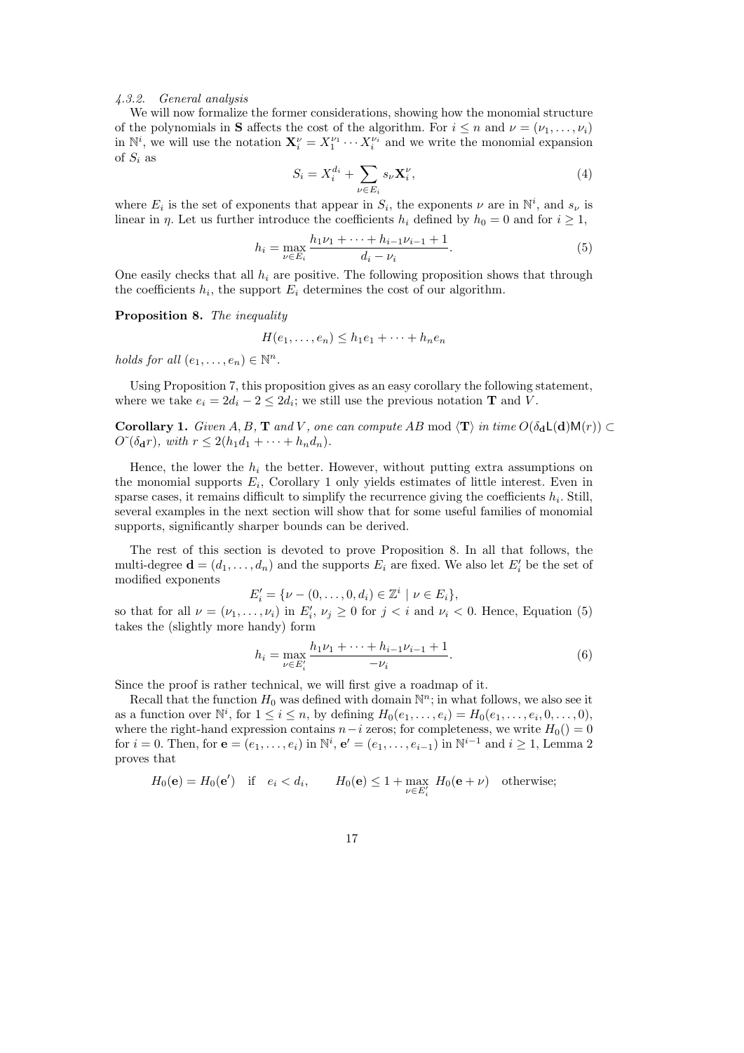*4.3.2. General analysis*

We will now formalize the former considerations, showing how the monomial structure of the polynomials in $\mathbf{S}$ affects the cost of the algorithm. For $i \le n$ and $\nu = (\nu_1, \ldots, \nu_i)$ in $\mathbb{N}^i$, we will use the notation $\mathbf{X}_i^\nu = X_1^{\nu_1} \cdots X_i^{\nu_i}$ and we write the monomial expansion of $S_i$ as

$$S_i = X_i^{d_i} + \sum_{\nu \in E_i} s_\nu \mathbf{X}_i^\nu, \tag{4}$$

where $E_i$ is the set of exponents that appear in $S_i$, the exponents $\nu$ are in $\mathbb{N}^i$, and $s_\nu$ is linear in $\eta$. Let us further introduce the coefficients $h_i$ defined by $h_0 = 0$ and for $i \ge 1$,

$$h_i = \max_{\nu \in E_i} \frac{h_1\nu_1 + \cdots + h_{i-1}\nu_{i-1} + 1}{d_i - \nu_i}. \tag{5}$$

One easily checks that all $h_i$ are positive. The following proposition shows that through the coefficients $h_i$, the support $E_i$ determines the cost of our algorithm.

**Proposition 8.** *The inequality*

$$H(e_1, \ldots, e_n) \le h_1 e_1 + \cdots + h_n e_n$$

*holds for all* $(e_1, \ldots, e_n) \in \mathbb{N}^n$.

Using Proposition 7, this proposition gives as an easy corollary the following statement, where we take $e_i = 2d_i - 2 \le 2d_i$; we still use the previous notation $\mathbf{T}$ and $V$.

**Corollary 1.** *Given* $A, B, \mathbf{T}$ *and* $V$*, one can compute* $AB \bmod \langle \mathbf{T} \rangle$ *in time* $O(\delta_{\mathbf{d}} \mathsf{L}(\mathbf{d}) \mathsf{M}(r)) \subset O\tilde{~}(\delta_{\mathbf{d}} r)$*, with* $r \le 2(h_1 d_1 + \cdots + h_n d_n)$.

Hence, the lower the $h_i$ the better. However, without putting extra assumptions on the monomial supports $E_i$, Corollary 1 only yields estimates of little interest. Even in sparse cases, it remains difficult to simplify the recurrence giving the coefficients $h_i$. Still, several examples in the next section will show that for some useful families of monomial supports, significantly sharper bounds can be derived.

The rest of this section is devoted to prove Proposition 8. In all that follows, the multi-degree $\mathbf{d} = (d_1, \ldots, d_n)$ and the supports $E_i$ are fixed. We also let $E'_i$ be the set of modified exponents

$$E'_i = \{\nu - (0, \ldots, 0, d_i) \in \mathbb{Z}^i \mid \nu \in E_i\},$$

so that for all $\nu = (\nu_1, \ldots, \nu_i)$ in $E'_i$, $\nu_j \ge 0$ for $j < i$ and $\nu_i < 0$. Hence, Equation (5) takes the (slightly more handy) form

$$h_i = \max_{\nu \in E'_i} \frac{h_1\nu_1 + \cdots + h_{i-1}\nu_{i-1} + 1}{-\nu_i}. \tag{6}$$

Since the proof is rather technical, we will first give a roadmap of it.

Recall that the function $H_0$ was defined with domain $\mathbb{N}^n$; in what follows, we also see it as a function over $\mathbb{N}^i$, for $1 \le i \le n$, by defining $H_0(e_1, \ldots, e_i) = H_0(e_1, \ldots, e_i, 0, \ldots, 0)$, where the right-hand expression contains $n-i$ zeros; for completeness, we write $H_0() = 0$ for $i = 0$. Then, for $\mathbf{e} = (e_1, \ldots, e_i)$ in $\mathbb{N}^i$, $\mathbf{e}' = (e_1, \ldots, e_{i-1})$ in $\mathbb{N}^{i-1}$ and $i \ge 1$, Lemma 2 proves that

$$H_0(\mathbf{e}) = H_0(\mathbf{e}') \quad \text{if} \quad e_i < d_i, \qquad H_0(\mathbf{e}) \le 1 + \max_{\nu \in E'_i} H_0(\mathbf{e} + \nu) \quad \text{otherwise;}$$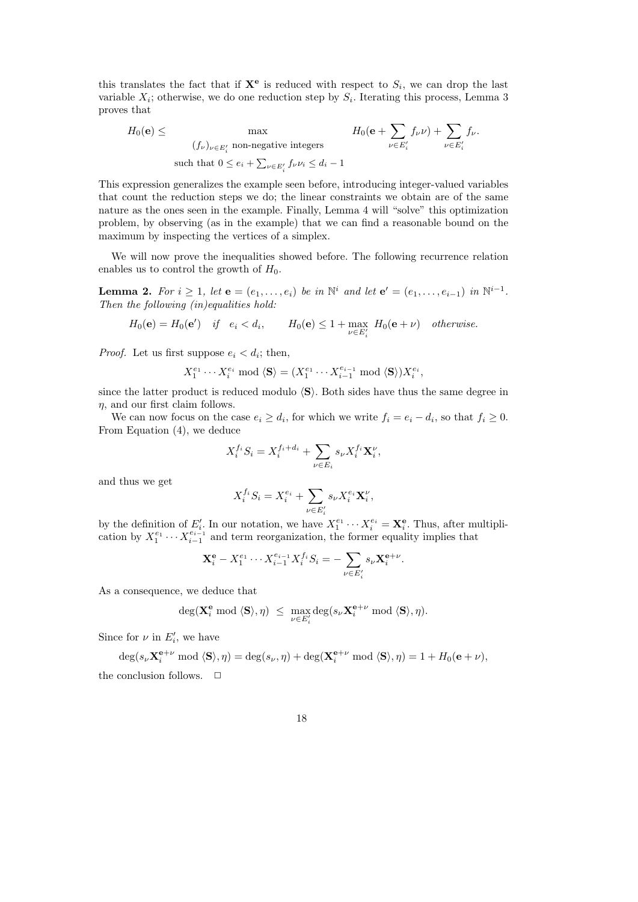this translates the fact that if $\mathbf{X}^{\mathbf{e}}$ is reduced with respect to $S_i$, we can drop the last variable $X_i$; otherwise, we do one reduction step by $S_i$. Iterating this process, Lemma 3 proves that

$$H_0(\mathbf{e}) \leq \max_{\substack{(f_\nu)_{\nu \in E'_i} \text{ non-negative integers} \\ \text{such that } 0 \leq e_i + \sum_{\nu \in E'_i} f_\nu \nu_i \leq d_i - 1}} H_0(\mathbf{e} + \sum_{\nu \in E'_i} f_\nu \nu) + \sum_{\nu \in E'_i} f_\nu.$$

This expression generalizes the example seen before, introducing integer-valued variables that count the reduction steps we do; the linear constraints we obtain are of the same nature as the ones seen in the example. Finally, Lemma 4 will "solve" this optimization problem, by observing (as in the example) that we can find a reasonable bound on the maximum by inspecting the vertices of a simplex.

We will now prove the inequalities showed before. The following recurrence relation enables us to control the growth of $H_0$.

**Lemma 2.** *For $i \geq 1$, let $\mathbf{e} = (e_1, \ldots, e_i)$ be in $\mathbb{N}^i$ and let $\mathbf{e}' = (e_1, \ldots, e_{i-1})$ in $\mathbb{N}^{i-1}$. Then the following (in)equalities hold:*

$$H_0(\mathbf{e}) = H_0(\mathbf{e}') \quad \text{if} \quad e_i < d_i, \qquad H_0(\mathbf{e}) \leq 1 + \max_{\nu \in E'_i} H_0(\mathbf{e} + \nu) \quad \text{otherwise.}$$

*Proof.* Let us first suppose $e_i < d_i$; then,

$$X_1^{e_1} \cdots X_i^{e_i} \bmod \langle \mathbf{S} \rangle = (X_1^{e_1} \cdots X_{i-1}^{e_{i-1}} \bmod \langle \mathbf{S} \rangle) X_i^{e_i},$$

since the latter product is reduced modulo $\langle \mathbf{S} \rangle$. Both sides have thus the same degree in $\eta$, and our first claim follows.

We can now focus on the case $e_i \geq d_i$, for which we write $f_i = e_i - d_i$, so that $f_i \geq 0$. From Equation (4), we deduce

$$X_i^{f_i} S_i = X_i^{f_i + d_i} + \sum_{\nu \in E_i} s_\nu X_i^{f_i} \mathbf{X}_i^{\nu},$$

and thus we get

$$X_i^{f_i} S_i = X_i^{e_i} + \sum_{\nu \in E'_i} s_\nu X_i^{e_i} \mathbf{X}_i^{\nu},$$

by the definition of $E'_i$. In our notation, we have $X_1^{e_1} \cdots X_i^{e_i} = \mathbf{X}_i^{\mathbf{e}}$. Thus, after multiplication by $X_1^{e_1} \cdots X_{i-1}^{e_{i-1}}$ and term reorganization, the former equality implies that

$$\mathbf{X}_i^{\mathbf{e}} - X_1^{e_1} \cdots X_{i-1}^{e_{i-1}} X_i^{f_i} S_i = - \sum_{\nu \in E'_i} s_\nu \mathbf{X}_i^{\mathbf{e} + \nu}.$$

As a consequence, we deduce that

$$\deg(\mathbf{X}_i^{\mathbf{e}} \bmod \langle \mathbf{S} \rangle, \eta) \;\leq\; \max_{\nu \in E'_i} \deg(s_\nu \mathbf{X}_i^{\mathbf{e}+\nu} \bmod \langle \mathbf{S} \rangle, \eta).$$

Since for $\nu$ in $E'_i$, we have

$$\deg(s_\nu \mathbf{X}_i^{\mathbf{e}+\nu} \bmod \langle \mathbf{S} \rangle, \eta) = \deg(s_\nu, \eta) + \deg(\mathbf{X}_i^{\mathbf{e}+\nu} \bmod \langle \mathbf{S} \rangle, \eta) = 1 + H_0(\mathbf{e} + \nu),$$

the conclusion follows. $\square$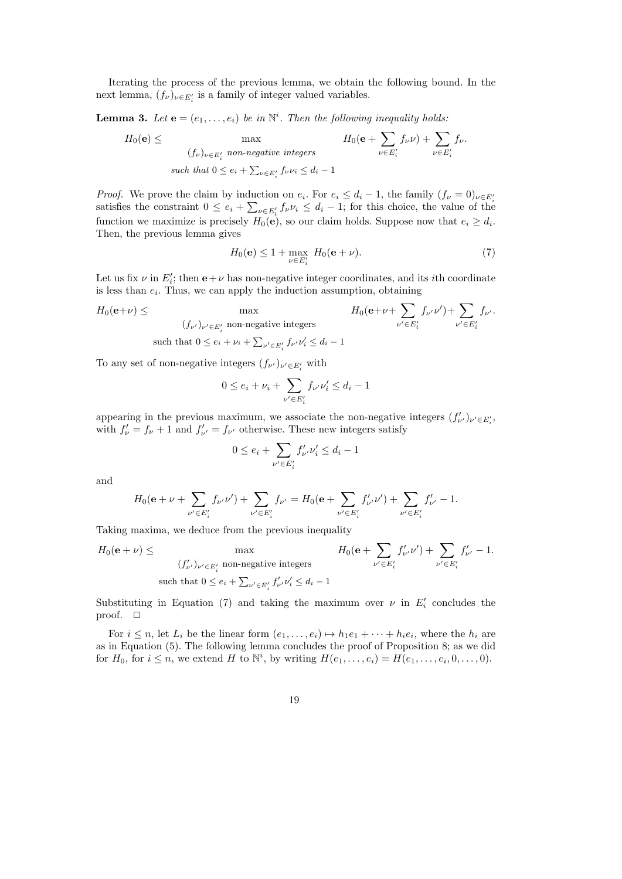Iterating the process of the previous lemma, we obtain the following bound. In the next lemma, $(f_\nu)_{\nu \in E'_i}$ is a family of integer valued variables.

**Lemma 3.** *Let $\mathbf{e} = (e_1, \ldots, e_i)$ be in $\mathbb{N}^i$. Then the following inequality holds:*

$$H_0(\mathbf{e}) \leq \max_{\substack{(f_\nu)_{\nu \in E'_i} \text{ non-negative integers} \\ \text{such that } 0 \leq e_i + \sum_{\nu \in E'_i} f_\nu \nu_i \leq d_i - 1}} H_0(\mathbf{e} + \sum_{\nu \in E'_i} f_\nu \nu) + \sum_{\nu \in E'_i} f_\nu.$$

*Proof.* We prove the claim by induction on $e_i$. For $e_i \leq d_i - 1$, the family $(f_\nu = 0)_{\nu \in E'_i}$ satisfies the constraint $0 \leq e_i + \sum_{\nu \in E'_i} f_\nu \nu_i \leq d_i - 1$; for this choice, the value of the function we maximize is precisely $H_0(\mathbf{e})$, so our claim holds. Suppose now that $e_i \geq d_i$. Then, the previous lemma gives

$$H_0(\mathbf{e}) \leq 1 + \max_{\nu \in E'_i} H_0(\mathbf{e} + \nu). \tag{7}$$

Let us fix $\nu$ in $E'_i$; then $\mathbf{e} + \nu$ has non-negative integer coordinates, and its $i$th coordinate is less than $e_i$. Thus, we can apply the induction assumption, obtaining

$$H_0(\mathbf{e}+\nu) \leq \max_{\substack{(f_{\nu'})_{\nu' \in E'_i} \text{ non-negative integers} \\ \text{such that } 0 \leq e_i + \nu_i + \sum_{\nu' \in E'_i} f_{\nu'} \nu'_i \leq d_i - 1}} H_0(\mathbf{e}+\nu+ \sum_{\nu' \in E'_i} f_{\nu'} \nu') + \sum_{\nu' \in E'_i} f_{\nu'}.$$

To any set of non-negative integers $(f_{\nu'})_{\nu' \in E'_i}$ with

$$0 \leq e_i + \nu_i + \sum_{\nu' \in E'_i} f_{\nu'} \nu'_i \leq d_i - 1$$

appearing in the previous maximum, we associate the non-negative integers $(f'_{\nu'})_{\nu' \in E'_i}$, with $f'_\nu = f_\nu + 1$ and $f'_{\nu'} = f_{\nu'}$ otherwise. These new integers satisfy

$$0 \leq e_i + \sum_{\nu' \in E'_i} f'_{\nu'} \nu'_i \leq d_i - 1$$

and

$$H_0(\mathbf{e} + \nu + \sum_{\nu' \in E'_i} f_{\nu'} \nu') + \sum_{\nu' \in E'_i} f_{\nu'} = H_0(\mathbf{e} + \sum_{\nu' \in E'_i} f'_{\nu'} \nu') + \sum_{\nu' \in E'_i} f'_{\nu'} - 1.$$

Taking maxima, we deduce from the previous inequality

$$H_0(\mathbf{e} + \nu) \leq \max_{\substack{(f'_{\nu'})_{\nu' \in E'_i} \text{ non-negative integers} \\ \text{such that } 0 \leq e_i + \sum_{\nu' \in E'_i} f'_{\nu'} \nu'_i \leq d_i - 1}} H_0(\mathbf{e} + \sum_{\nu' \in E'_i} f'_{\nu'} \nu') + \sum_{\nu' \in E'_i} f'_{\nu'} - 1.$$

Substituting in Equation (7) and taking the maximum over $\nu$ in $E'_i$ concludes the proof. $\square$

For $i \leq n$, let $L_i$ be the linear form $(e_1, \ldots, e_i) \mapsto h_1 e_1 + \cdots + h_i e_i$, where the $h_i$ are as in Equation (5). The following lemma concludes the proof of Proposition 8; as we did for $H_0$, for $i \leq n$, we extend $H$ to $\mathbb{N}^i$, by writing $H(e_1, \ldots, e_i) = H(e_1, \ldots, e_i, 0, \ldots, 0)$.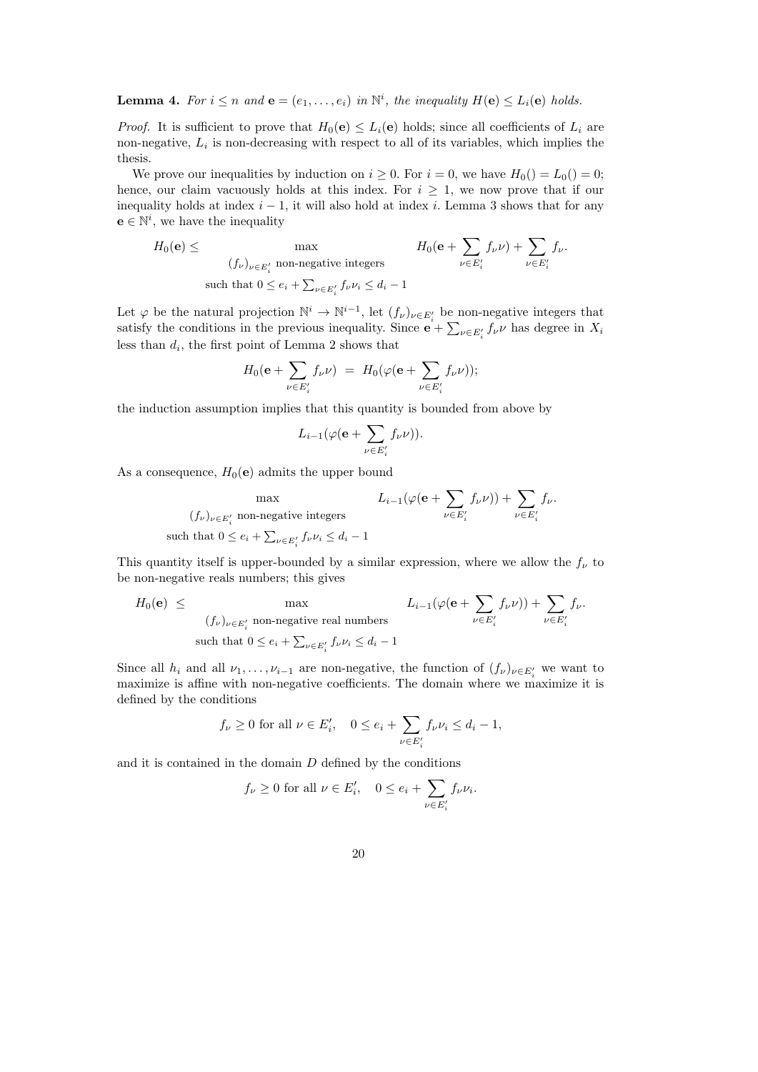**Lemma 4.** *For $i \le n$ and $\mathbf{e} = (e_1, \ldots, e_i)$ in $\mathbb{N}^i$, the inequality $H(\mathbf{e}) \le L_i(\mathbf{e})$ holds.*

*Proof.* It is sufficient to prove that $H_0(\mathbf{e}) \le L_i(\mathbf{e})$ holds; since all coefficients of $L_i$ are non-negative, $L_i$ is non-decreasing with respect to all of its variables, which implies the thesis.

We prove our inequalities by induction on $i \ge 0$. For $i = 0$, we have $H_0() = L_0() = 0$; hence, our claim vacuously holds at this index. For $i \ge 1$, we now prove that if our inequality holds at index $i-1$, it will also hold at index $i$. Lemma 3 shows that for any $\mathbf{e} \in \mathbb{N}^i$, we have the inequality

$$H_0(\mathbf{e}) \le \max_{\substack{(f_\nu)_{\nu \in E'_i} \text{ non-negative integers} \\ \text{such that } 0 \le e_i + \sum_{\nu \in E'_i} f_\nu \nu_i \le d_i - 1}} H_0(\mathbf{e} + \sum_{\nu \in E'_i} f_\nu \nu) + \sum_{\nu \in E'_i} f_\nu.$$

Let $\varphi$ be the natural projection $\mathbb{N}^i \to \mathbb{N}^{i-1}$, let $(f_\nu)_{\nu \in E'_i}$ be non-negative integers that satisfy the conditions in the previous inequality. Since $\mathbf{e} + \sum_{\nu \in E'_i} f_\nu \nu$ has degree in $X_i$ less than $d_i$, the first point of Lemma 2 shows that

$$H_0(\mathbf{e} + \sum_{\nu \in E'_i} f_\nu \nu) \;=\; H_0(\varphi(\mathbf{e} + \sum_{\nu \in E'_i} f_\nu \nu));$$

the induction assumption implies that this quantity is bounded from above by

$$L_{i-1}(\varphi(\mathbf{e} + \sum_{\nu \in E'_i} f_\nu \nu)).$$

As a consequence, $H_0(\mathbf{e})$ admits the upper bound

$$\max_{\substack{(f_\nu)_{\nu \in E'_i} \text{ non-negative integers} \\ \text{such that } 0 \le e_i + \sum_{\nu \in E'_i} f_\nu \nu_i \le d_i - 1}} L_{i-1}(\varphi(\mathbf{e} + \sum_{\nu \in E'_i} f_\nu \nu)) + \sum_{\nu \in E'_i} f_\nu.$$

This quantity itself is upper-bounded by a similar expression, where we allow the $f_\nu$ to be non-negative reals numbers; this gives

$$H_0(\mathbf{e}) \;\le\; \max_{\substack{(f_\nu)_{\nu \in E'_i} \text{ non-negative real numbers} \\ \text{such that } 0 \le e_i + \sum_{\nu \in E'_i} f_\nu \nu_i \le d_i - 1}} L_{i-1}(\varphi(\mathbf{e} + \sum_{\nu \in E'_i} f_\nu \nu)) + \sum_{\nu \in E'_i} f_\nu.$$

Since all $h_i$ and all $\nu_1, \ldots, \nu_{i-1}$ are non-negative, the function of $(f_\nu)_{\nu \in E'_i}$ we want to maximize is affine with non-negative coefficients. The domain where we maximize it is defined by the conditions

$$f_\nu \ge 0 \text{ for all } \nu \in E'_i, \quad 0 \le e_i + \sum_{\nu \in E'_i} f_\nu \nu_i \le d_i - 1,$$

and it is contained in the domain $D$ defined by the conditions

$$f_\nu \ge 0 \text{ for all } \nu \in E'_i, \quad 0 \le e_i + \sum_{\nu \in E'_i} f_\nu \nu_i.$$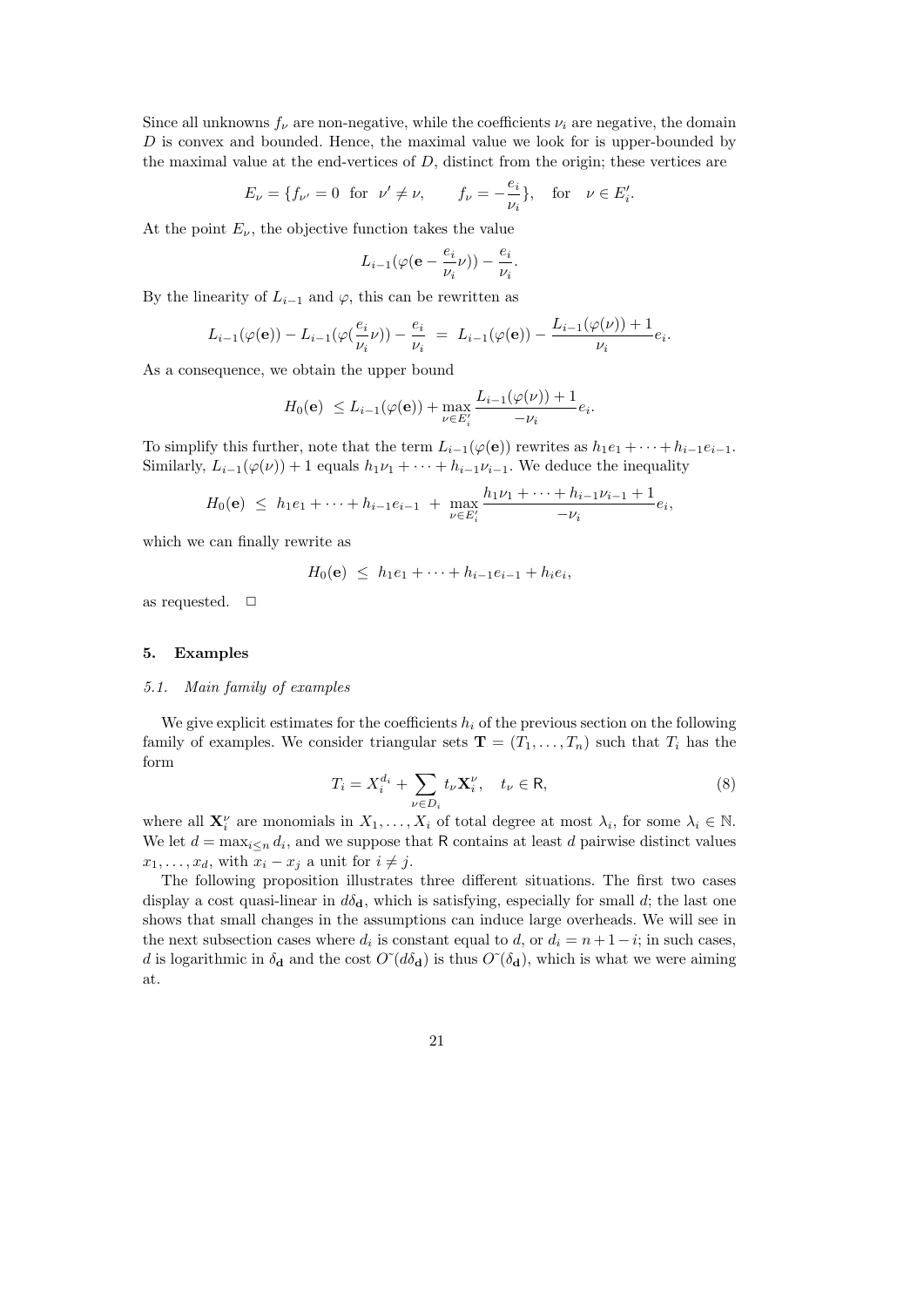Since all unknowns $f_\nu$ are non-negative, while the coefficients $\nu_i$ are negative, the domain $D$ is convex and bounded. Hence, the maximal value we look for is upper-bounded by the maximal value at the end-vertices of $D$, distinct from the origin; these vertices are

$$E_\nu = \{f_{\nu'} = 0 \ \text{ for } \ \nu' \neq \nu, \qquad f_\nu = -\frac{e_i}{\nu_i}\}, \quad \text{for} \quad \nu \in E'_i.$$

At the point $E_\nu$, the objective function takes the value

$$L_{i-1}(\varphi(\mathbf{e} - \frac{e_i}{\nu_i}\nu)) - \frac{e_i}{\nu_i}.$$

By the linearity of $L_{i-1}$ and $\varphi$, this can be rewritten as

$$L_{i-1}(\varphi(\mathbf{e})) - L_{i-1}(\varphi(\frac{e_i}{\nu_i}\nu)) - \frac{e_i}{\nu_i} \ = \ L_{i-1}(\varphi(\mathbf{e})) - \frac{L_{i-1}(\varphi(\nu)) + 1}{\nu_i} e_i.$$

As a consequence, we obtain the upper bound

$$H_0(\mathbf{e}) \ \leq L_{i-1}(\varphi(\mathbf{e})) + \max_{\nu \in E'_i} \frac{L_{i-1}(\varphi(\nu)) + 1}{-\nu_i} e_i.$$

To simplify this further, note that the term $L_{i-1}(\varphi(\mathbf{e}))$ rewrites as $h_1 e_1 + \cdots + h_{i-1} e_{i-1}$. Similarly, $L_{i-1}(\varphi(\nu)) + 1$ equals $h_1 \nu_1 + \cdots + h_{i-1}\nu_{i-1}$. We deduce the inequality

$$H_0(\mathbf{e}) \ \leq \ h_1 e_1 + \cdots + h_{i-1} e_{i-1} \ + \ \max_{\nu \in E'_i} \frac{h_1 \nu_1 + \cdots + h_{i-1}\nu_{i-1} + 1}{-\nu_i} e_i,$$

which we can finally rewrite as

$$H_0(\mathbf{e}) \ \leq \ h_1 e_1 + \cdots + h_{i-1} e_{i-1} + h_i e_i,$$

as requested. $\square$

## 5. Examples

### *5.1. Main family of examples*

We give explicit estimates for the coefficients $h_i$ of the previous section on the following family of examples. We consider triangular sets $\mathbf{T} = (T_1, \ldots, T_n)$ such that $T_i$ has the form

$$T_i = X_i^{d_i} + \sum_{\nu \in D_i} t_\nu \mathbf{X}_i^\nu, \quad t_\nu \in \mathsf{R}, \tag{8}$$

where all $\mathbf{X}_i^\nu$ are monomials in $X_1, \ldots, X_i$ of total degree at most $\lambda_i$, for some $\lambda_i \in \mathbb{N}$. We let $d = \max_{i \leq n} d_i$, and we suppose that $\mathsf{R}$ contains at least $d$ pairwise distinct values $x_1, \ldots, x_d$, with $x_i - x_j$ a unit for $i \neq j$.

The following proposition illustrates three different situations. The first two cases display a cost quasi-linear in $d\delta_{\mathbf{d}}$, which is satisfying, especially for small $d$; the last one shows that small changes in the assumptions can induce large overheads. We will see in the next subsection cases where $d_i$ is constant equal to $d$, or $d_i = n+1-i$; in such cases, $d$ is logarithmic in $\delta_{\mathbf{d}}$ and the cost $\tilde{O}(d\delta_{\mathbf{d}})$ is thus $\tilde{O}(\delta_{\mathbf{d}})$, which is what we were aiming at.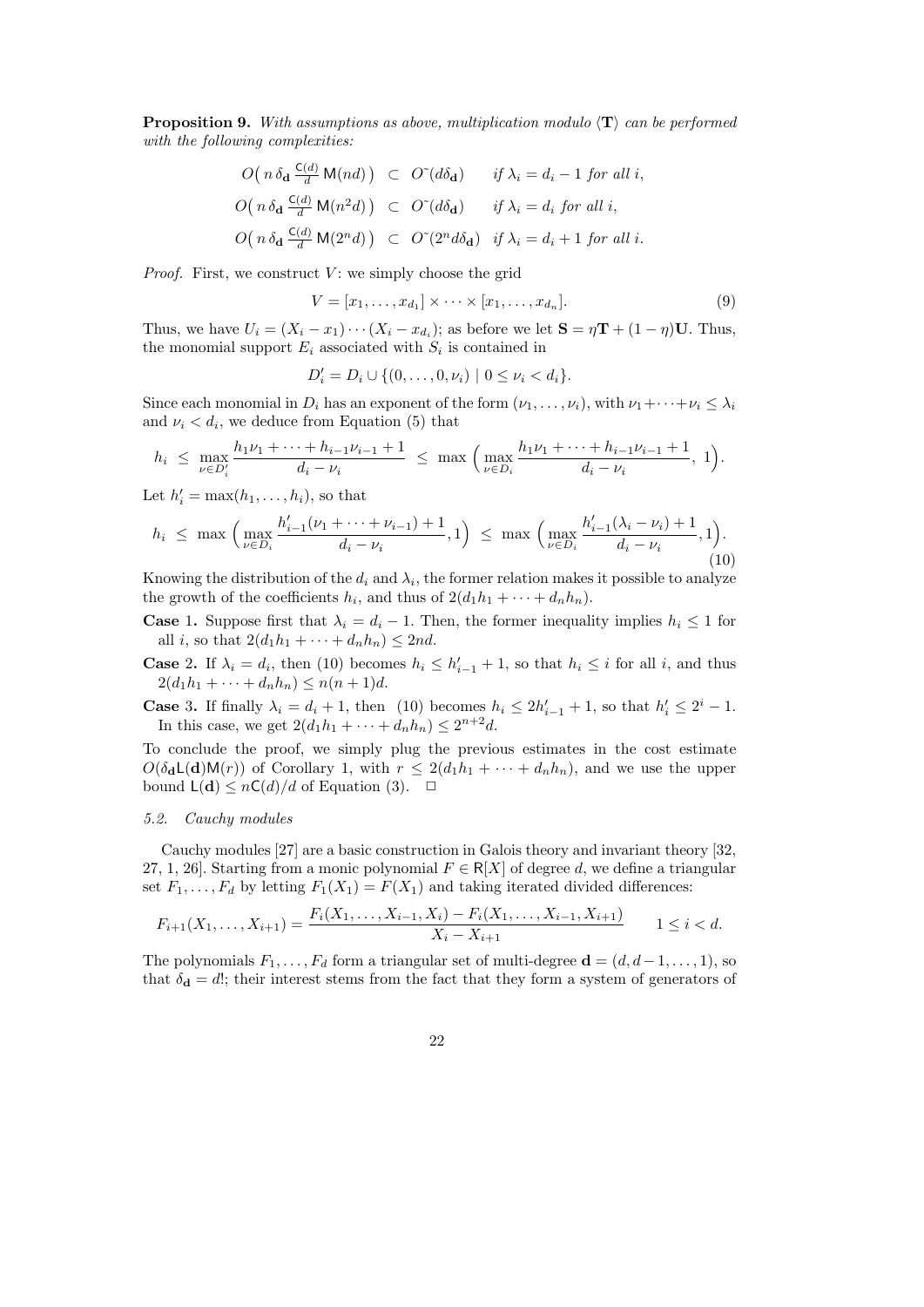**Proposition 9.** *With assumptions as above, multiplication modulo $\langle \mathbf{T} \rangle$ can be performed with the following complexities:*

$$
\begin{aligned}
O\big(\, n\,\delta_{\mathbf{d}}\, \tfrac{\mathsf{C}(d)}{d}\, \mathsf{M}(nd)\big) \;&\subset\; O\tilde{}(d\delta_{\mathbf{d}}) \qquad \textit{if } \lambda_i = d_i - 1 \textit{ for all } i,\\
O\big(\, n\,\delta_{\mathbf{d}}\, \tfrac{\mathsf{C}(d)}{d}\, \mathsf{M}(n^2 d)\big) \;&\subset\; O\tilde{}(d\delta_{\mathbf{d}}) \qquad \textit{if } \lambda_i = d_i \textit{ for all } i,\\
O\big(\, n\,\delta_{\mathbf{d}}\, \tfrac{\mathsf{C}(d)}{d}\, \mathsf{M}(2^n d)\big) \;&\subset\; O\tilde{}(2^n d\delta_{\mathbf{d}}) \quad \textit{if } \lambda_i = d_i + 1 \textit{ for all } i.
\end{aligned}
$$

*Proof.* First, we construct $V$: we simply choose the grid

$$V = [x_1, \ldots, x_{d_1}] \times \cdots \times [x_1, \ldots, x_{d_n}]. \tag{9}$$

Thus, we have $U_i = (X_i - x_1)\cdots(X_i - x_{d_i})$; as before we let $\mathbf{S} = \eta\mathbf{T} + (1-\eta)\mathbf{U}$. Thus, the monomial support $E_i$ associated with $S_i$ is contained in

$$D'_i = D_i \cup \{(0, \ldots, 0, \nu_i) \mid 0 \le \nu_i < d_i\}.$$

Since each monomial in $D_i$ has an exponent of the form $(\nu_1, \ldots, \nu_i)$, with $\nu_1 + \cdots + \nu_i \le \lambda_i$ and $\nu_i < d_i$, we deduce from Equation (5) that

$$h_i \;\le\; \max_{\nu \in D'_i} \frac{h_1\nu_1 + \cdots + h_{i-1}\nu_{i-1} + 1}{d_i - \nu_i} \;\le\; \max\Big( \max_{\nu \in D_i} \frac{h_1\nu_1 + \cdots + h_{i-1}\nu_{i-1} + 1}{d_i - \nu_i},\; 1 \Big).$$

Let $h'_i = \max(h_1, \ldots, h_i)$, so that

$$h_i \;\le\; \max\Big( \max_{\nu \in D_i} \frac{h'_{i-1}(\nu_1 + \cdots + \nu_{i-1}) + 1}{d_i - \nu_i}, 1 \Big) \;\le\; \max\Big( \max_{\nu \in D_i} \frac{h'_{i-1}(\lambda_i - \nu_i) + 1}{d_i - \nu_i}, 1 \Big). \tag{10}$$

Knowing the distribution of the $d_i$ and $\lambda_i$, the former relation makes it possible to analyze the growth of the coefficients $h_i$, and thus of $2(d_1h_1 + \cdots + d_nh_n)$.

**Case 1.** Suppose first that $\lambda_i = d_i - 1$. Then, the former inequality implies $h_i \le 1$ for all $i$, so that $2(d_1h_1 + \cdots + d_nh_n) \le 2nd$.

**Case 2.** If $\lambda_i = d_i$, then (10) becomes $h_i \le h'_{i-1} + 1$, so that $h_i \le i$ for all $i$, and thus $2(d_1h_1 + \cdots + d_nh_n) \le n(n+1)d$.

**Case 3.** If finally $\lambda_i = d_i + 1$, then (10) becomes $h_i \le 2h'_{i-1} + 1$, so that $h'_i \le 2^i - 1$. In this case, we get $2(d_1h_1 + \cdots + d_nh_n) \le 2^{n+2}d$.

To conclude the proof, we simply plug the previous estimates in the cost estimate $O(\delta_{\mathbf{d}}\mathsf{L}(\mathbf{d})\mathsf{M}(r))$ of Corollary 1, with $r \le 2(d_1h_1 + \cdots + d_nh_n)$, and we use the upper bound $\mathsf{L}(\mathbf{d}) \le n\mathsf{C}(d)/d$ of Equation (3). $\square$

### 5.2. *Cauchy modules*

Cauchy modules [27] are a basic construction in Galois theory and invariant theory [32, 27, 1, 26]. Starting from a monic polynomial $F \in \mathsf{R}[X]$ of degree $d$, we define a triangular set $F_1, \ldots, F_d$ by letting $F_1(X_1) = F(X_1)$ and taking iterated divided differences:

$$F_{i+1}(X_1, \ldots, X_{i+1}) = \frac{F_i(X_1, \ldots, X_{i-1}, X_i) - F_i(X_1, \ldots, X_{i-1}, X_{i+1})}{X_i - X_{i+1}} \qquad 1 \le i < d.$$

The polynomials $F_1, \ldots, F_d$ form a triangular set of multi-degree $\mathbf{d} = (d, d-1, \ldots, 1)$, so that $\delta_{\mathbf{d}} = d!$; their interest stems from the fact that they form a system of generators of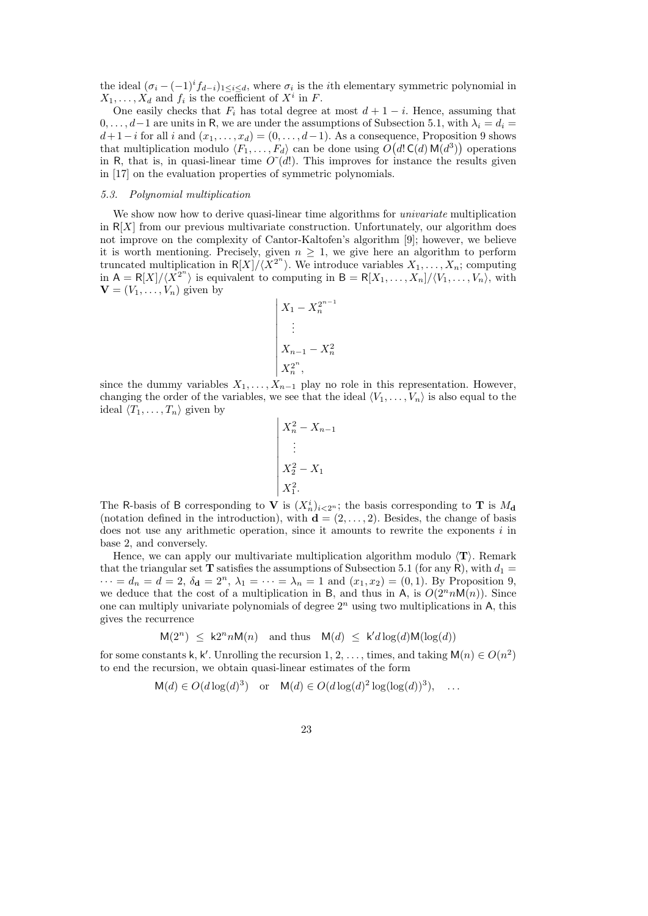the ideal $(\sigma_i - (-1)^i f_{d-i})_{1\le i\le d}$, where $\sigma_i$ is the $i$th elementary symmetric polynomial in $X_1, \ldots, X_d$ and $f_i$ is the coefficient of $X^i$ in $F$.

One easily checks that $F_i$ has total degree at most $d+1-i$. Hence, assuming that $0, \ldots, d-1$ are units in $\mathsf{R}$, we are under the assumptions of Subsection 5.1, with $\lambda_i = d_i = d+1-i$ for all $i$ and $(x_1, \ldots, x_d) = (0, \ldots, d-1)$. As a consequence, Proposition 9 shows that multiplication modulo $\langle F_1, \ldots, F_d\rangle$ can be done using $O\big(d!\,\mathsf{C}(d)\,\mathsf{M}(d^3)\big)$ operations in $\mathsf{R}$, that is, in quasi-linear time $O\tilde{~}(d!)$. This improves for instance the results given in [17] on the evaluation properties of symmetric polynomials.

### 5.3. *Polynomial multiplication*

We show now how to derive quasi-linear time algorithms for *univariate* multiplication in $\mathsf{R}[X]$ from our previous multivariate construction. Unfortunately, our algorithm does not improve on the complexity of Cantor-Kaltofen's algorithm [9]; however, we believe it is worth mentioning. Precisely, given $n \ge 1$, we give here an algorithm to perform truncated multiplication in $\mathsf{R}[X]/\langle X^{2^n}\rangle$. We introduce variables $X_1, \ldots, X_n$; computing in $\mathsf{A} = \mathsf{R}[X]/\langle X^{2^n}\rangle$ is equivalent to computing in $\mathsf{B} = \mathsf{R}[X_1, \ldots, X_n]/\langle V_1, \ldots, V_n\rangle$, with $\mathbf{V} = (V_1, \ldots, V_n)$ given by

$$\left|\begin{array}{l} X_1 - X_n^{2^{n-1}} \\ \quad\vdots \\ X_{n-1} - X_n^2 \\ X_n^{2^n}, \end{array}\right.$$

since the dummy variables $X_1, \ldots, X_{n-1}$ play no role in this representation. However, changing the order of the variables, we see that the ideal $\langle V_1, \ldots, V_n\rangle$ is also equal to the ideal $\langle T_1, \ldots, T_n\rangle$ given by

$$\left|\begin{array}{l} X_n^2 - X_{n-1} \\ \quad\vdots \\ X_2^2 - X_1 \\ X_1^2. \end{array}\right.$$

The $\mathsf{R}$-basis of $\mathsf{B}$ corresponding to $\mathbf{V}$ is $(X_n^i)_{i<2^n}$; the basis corresponding to $\mathbf{T}$ is $M_{\mathbf{d}}$ (notation defined in the introduction), with $\mathbf{d} = (2, \ldots, 2)$. Besides, the change of basis does not use any arithmetic operation, since it amounts to rewrite the exponents $i$ in base 2, and conversely.

Hence, we can apply our multivariate multiplication algorithm modulo $\langle \mathbf{T}\rangle$. Remark that the triangular set $\mathbf{T}$ satisfies the assumptions of Subsection 5.1 (for any $\mathsf{R}$), with $d_1 = \cdots = d_n = d = 2$, $\delta_{\mathbf{d}} = 2^n$, $\lambda_1 = \cdots = \lambda_n = 1$ and $(x_1, x_2) = (0, 1)$. By Proposition 9, we deduce that the cost of a multiplication in $\mathsf{B}$, and thus in $\mathsf{A}$, is $O(2^n n \mathsf{M}(n))$. Since one can multiply univariate polynomials of degree $2^n$ using two multiplications in $\mathsf{A}$, this gives the recurrence

$$\mathsf{M}(2^n) \ \le\ \mathsf{k} 2^n n \mathsf{M}(n) \quad \text{and thus} \quad \mathsf{M}(d) \ \le\ \mathsf{k}' d\log(d)\mathsf{M}(\log(d))$$

for some constants $\mathsf{k}, \mathsf{k}'$. Unrolling the recursion $1, 2, \ldots$, times, and taking $\mathsf{M}(n) \in O(n^2)$ to end the recursion, we obtain quasi-linear estimates of the form

$$\mathsf{M}(d) \in O(d\log(d)^3) \quad \text{or} \quad \mathsf{M}(d) \in O(d\log(d)^2\log(\log(d))^3), \quad \ldots$$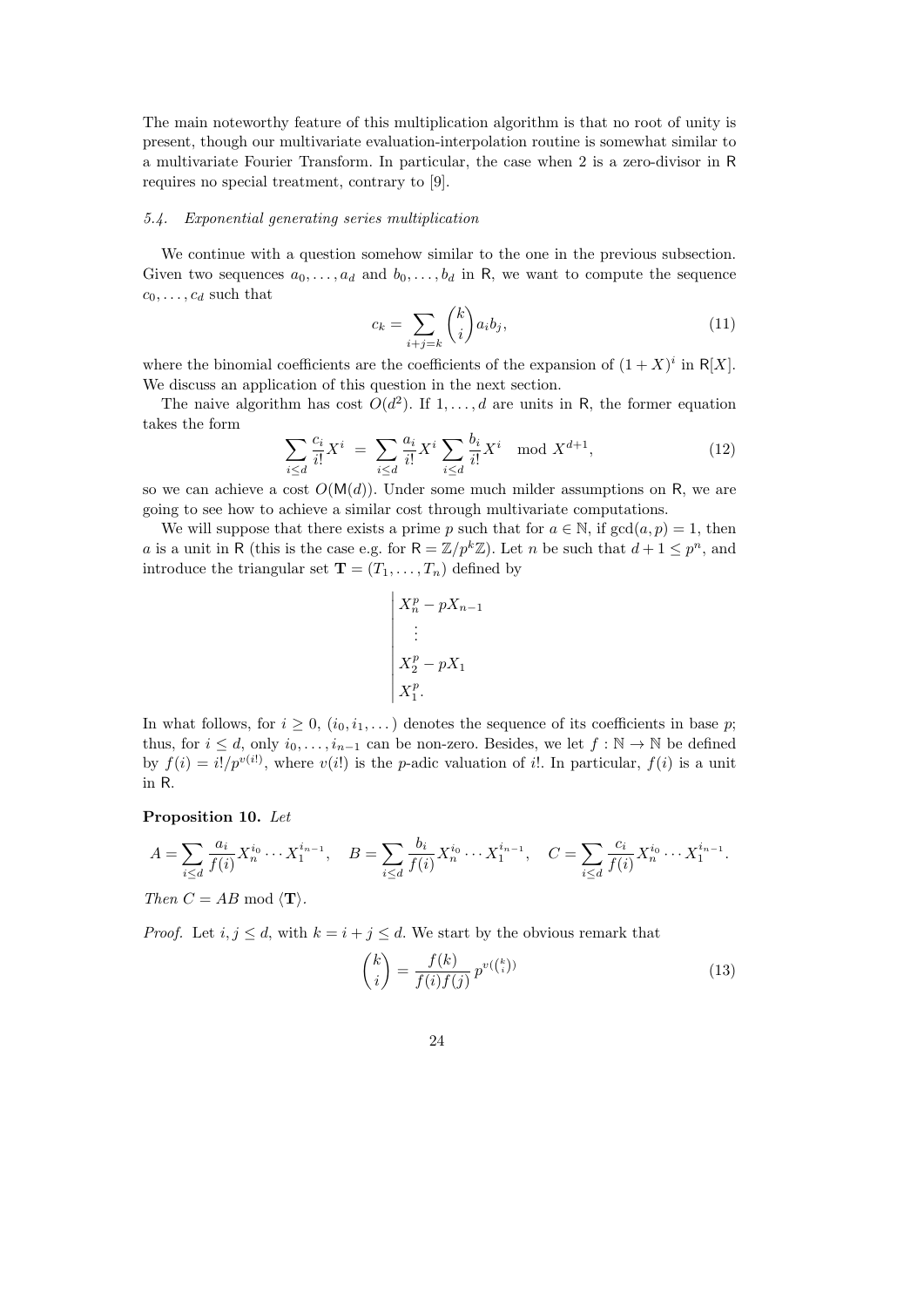The main noteworthy feature of this multiplication algorithm is that no root of unity is present, though our multivariate evaluation-interpolation routine is somewhat similar to a multivariate Fourier Transform. In particular, the case when 2 is a zero-divisor in $\mathsf{R}$ requires no special treatment, contrary to [9].

### *5.4. Exponential generating series multiplication*

We continue with a question somehow similar to the one in the previous subsection. Given two sequences $a_0, \ldots, a_d$ and $b_0, \ldots, b_d$ in $\mathsf{R}$, we want to compute the sequence $c_0, \ldots, c_d$ such that

$$c_k = \sum_{i+j=k} \binom{k}{i} a_i b_j, \tag{11}$$

where the binomial coefficients are the coefficients of the expansion of $(1+X)^i$ in $\mathsf{R}[X]$. We discuss an application of this question in the next section.

The naive algorithm has cost $O(d^2)$. If $1, \ldots, d$ are units in $\mathsf{R}$, the former equation takes the form

$$\sum_{i \le d} \frac{c_i}{i!} X^i \;=\; \sum_{i \le d} \frac{a_i}{i!} X^i \sum_{i \le d} \frac{b_i}{i!} X^i \mod X^{d+1}, \tag{12}$$

so we can achieve a cost $O(\mathsf{M}(d))$. Under some much milder assumptions on $\mathsf{R}$, we are going to see how to achieve a similar cost through multivariate computations.

We will suppose that there exists a prime $p$ such that for $a \in \mathbb{N}$, if $\gcd(a,p) = 1$, then $a$ is a unit in $\mathsf{R}$ (this is the case e.g. for $\mathsf{R} = \mathbb{Z}/p^k\mathbb{Z}$). Let $n$ be such that $d + 1 \le p^n$, and introduce the triangular set $\mathbf{T} = (T_1, \ldots, T_n)$ defined by

$$\left|\begin{array}{l} X_n^p - pX_{n-1} \\ \quad\vdots \\ X_2^p - pX_1 \\ X_1^p. \end{array}\right.$$

In what follows, for $i \ge 0$, $(i_0, i_1, \ldots)$ denotes the sequence of its coefficients in base $p$; thus, for $i \le d$, only $i_0, \ldots, i_{n-1}$ can be non-zero. Besides, we let $f : \mathbb{N} \to \mathbb{N}$ be defined by $f(i) = i!/p^{v(i!)}$, where $v(i!)$ is the $p$-adic valuation of $i!$. In particular, $f(i)$ is a unit in $\mathsf{R}$.

**Proposition 10.** *Let*

$$A = \sum_{i \le d} \frac{a_i}{f(i)} X_n^{i_0} \cdots X_1^{i_{n-1}}, \quad B = \sum_{i \le d} \frac{b_i}{f(i)} X_n^{i_0} \cdots X_1^{i_{n-1}}, \quad C = \sum_{i \le d} \frac{c_i}{f(i)} X_n^{i_0} \cdots X_1^{i_{n-1}}.$$

*Then* $C = AB \bmod \langle \mathbf{T} \rangle$.

*Proof.* Let $i, j \le d$, with $k = i + j \le d$. We start by the obvious remark that

$$\binom{k}{i} = \frac{f(k)}{f(i)f(j)}\, p^{v(\binom{k}{i})} \tag{13}$$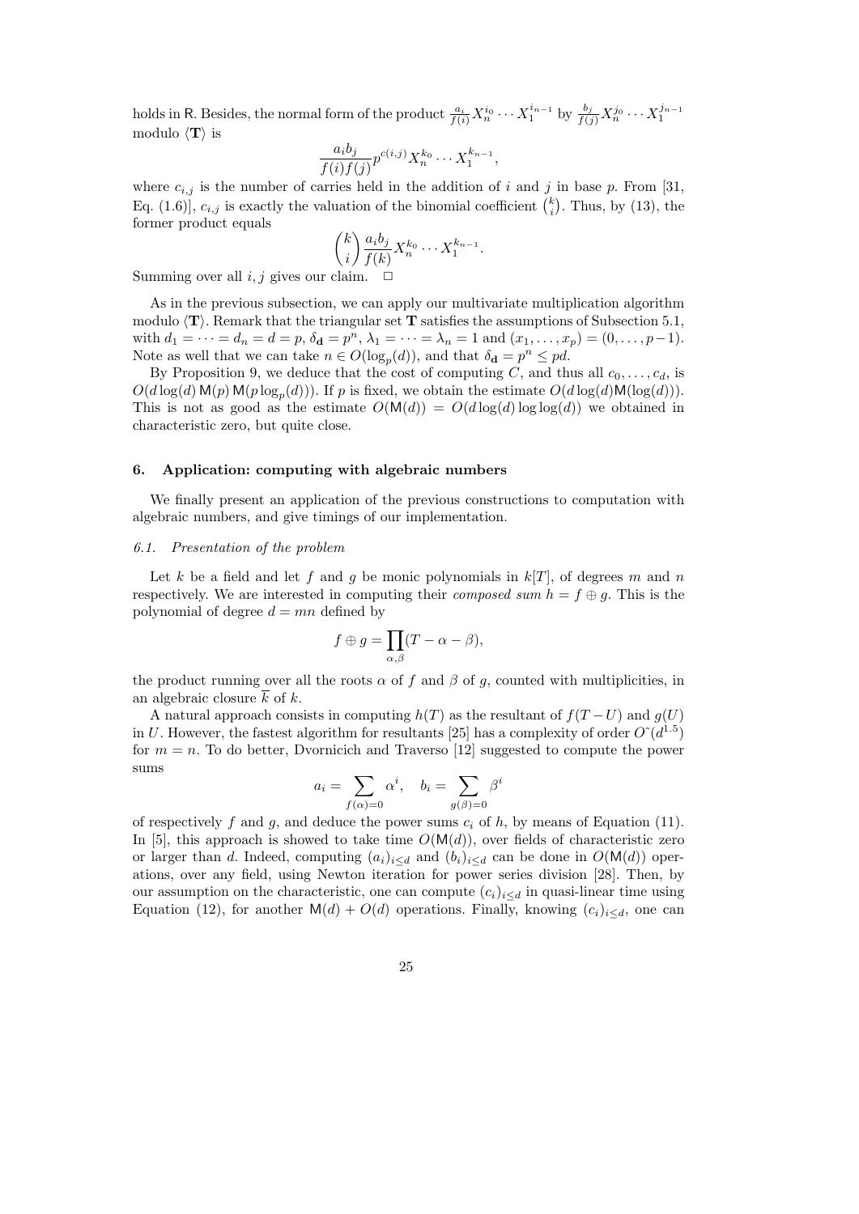holds in R. Besides, the normal form of the product $\frac{a_i}{f(i)} X_n^{i_0} \cdots X_1^{i_{n-1}}$ by $\frac{b_j}{f(j)} X_n^{j_0} \cdots X_1^{j_{n-1}}$ modulo $\langle \mathbf{T} \rangle$ is

$$\frac{a_i b_j}{f(i) f(j)} p^{c(i,j)} X_n^{k_0} \cdots X_1^{k_{n-1}},$$

where $c_{i,j}$ is the number of carries held in the addition of $i$ and $j$ in base $p$. From [31, Eq. (1.6)], $c_{i,j}$ is exactly the valuation of the binomial coefficient $\binom{k}{i}$. Thus, by (13), the former product equals

$$\binom{k}{i} \frac{a_i b_j}{f(k)} X_n^{k_0} \cdots X_1^{k_{n-1}}.$$

Summing over all $i, j$ gives our claim. $\square$

As in the previous subsection, we can apply our multivariate multiplication algorithm modulo $\langle \mathbf{T} \rangle$. Remark that the triangular set $\mathbf{T}$ satisfies the assumptions of Subsection 5.1, with $d_1 = \cdots = d_n = d = p$, $\delta_{\mathbf{d}} = p^n$, $\lambda_1 = \cdots = \lambda_n = 1$ and $(x_1, \ldots, x_p) = (0, \ldots, p-1)$. Note as well that we can take $n \in O(\log_p(d))$, and that $\delta_{\mathbf{d}} = p^n \leq pd$.

By Proposition 9, we deduce that the cost of computing $C$, and thus all $c_0, \ldots, c_d$, is $O(d \log(d) \, \mathsf{M}(p) \, \mathsf{M}(p \log_p(d)))$. If $p$ is fixed, we obtain the estimate $O(d \log(d) \mathsf{M}(\log(d)))$. This is not as good as the estimate $O(\mathsf{M}(d)) = O(d \log(d) \log \log(d))$ we obtained in characteristic zero, but quite close.

## 6. Application: computing with algebraic numbers

We finally present an application of the previous constructions to computation with algebraic numbers, and give timings of our implementation.

### 6.1. Presentation of the problem

Let $k$ be a field and let $f$ and $g$ be monic polynomials in $k[T]$, of degrees $m$ and $n$ respectively. We are interested in computing their *composed sum* $h = f \oplus g$. This is the polynomial of degree $d = mn$ defined by

$$f \oplus g = \prod_{\alpha, \beta} (T - \alpha - \beta),$$

the product running over all the roots $\alpha$ of $f$ and $\beta$ of $g$, counted with multiplicities, in an algebraic closure $\overline{k}$ of $k$.

A natural approach consists in computing $h(T)$ as the resultant of $f(T-U)$ and $g(U)$ in $U$. However, the fastest algorithm for resultants [25] has a complexity of order $O\tilde{~}(d^{1.5})$ for $m = n$. To do better, Dvornicich and Traverso [12] suggested to compute the power sums

$$a_i = \sum_{f(\alpha)=0} \alpha^i, \quad b_i = \sum_{g(\beta)=0} \beta^i$$

of respectively $f$ and $g$, and deduce the power sums $c_i$ of $h$, by means of Equation (11). In [5], this approach is showed to take time $O(\mathsf{M}(d))$, over fields of characteristic zero or larger than $d$. Indeed, computing $(a_i)_{i \leq d}$ and $(b_i)_{i \leq d}$ can be done in $O(\mathsf{M}(d))$ operations, over any field, using Newton iteration for power series division [28]. Then, by our assumption on the characteristic, one can compute $(c_i)_{i \leq d}$ in quasi-linear time using Equation (12), for another $\mathsf{M}(d) + O(d)$ operations. Finally, knowing $(c_i)_{i \leq d}$, one can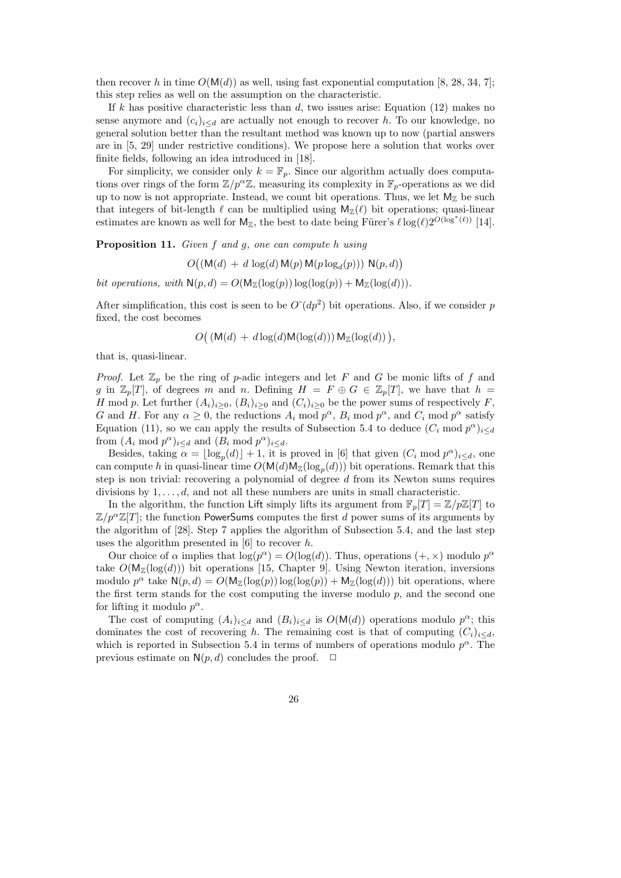then recover $h$ in time $O(\mathsf{M}(d))$ as well, using fast exponential computation [8, 28, 34, 7]; this step relies as well on the assumption on the characteristic.

If $k$ has positive characteristic less than $d$, two issues arise: Equation (12) makes no sense anymore and $(c_i)_{i \le d}$ are actually not enough to recover $h$. To our knowledge, no general solution better than the resultant method was known up to now (partial answers are in [5, 29] under restrictive conditions). We propose here a solution that works over finite fields, following an idea introduced in [18].

For simplicity, we consider only $k = \mathbb{F}_p$. Since our algorithm actually does computations over rings of the form $\mathbb{Z}/p^\alpha\mathbb{Z}$, measuring its complexity in $\mathbb{F}_p$-operations as we did up to now is not appropriate. Instead, we count bit operations. Thus, we let $\mathsf{M}_\mathbb{Z}$ be such that integers of bit-length $\ell$ can be multiplied using $\mathsf{M}_\mathbb{Z}(\ell)$ bit operations; quasi-linear estimates are known as well for $\mathsf{M}_\mathbb{Z}$, the best to date being Fürer's $\ell \log(\ell) 2^{O(\log^*(\ell))}$ [14].

**Proposition 11.** *Given $f$ and $g$, one can compute $h$ using*

$$O\big((\mathsf{M}(d) \,+\, d\,\log(d)\,\mathsf{M}(p)\,\mathsf{M}(p\log_d(p)))\;\mathsf{N}(p,d)\big)$$

*bit operations, with $\mathsf{N}(p,d) = O(\mathsf{M}_\mathbb{Z}(\log(p))\log(\log(p)) + \mathsf{M}_\mathbb{Z}(\log(d)))$.*

After simplification, this cost is seen to be $O\tilde{\ }(dp^2)$ bit operations. Also, if we consider $p$ fixed, the cost becomes

$$O\big(\,(\mathsf{M}(d) \,+\, d\log(d)\mathsf{M}(\log(d)))\,\mathsf{M}_\mathbb{Z}(\log(d))\,\big),$$

that is, quasi-linear.

*Proof.* Let $\mathbb{Z}_p$ be the ring of $p$-adic integers and let $F$ and $G$ be monic lifts of $f$ and $g$ in $\mathbb{Z}_p[T]$, of degrees $m$ and $n$. Defining $H = F \oplus G \in \mathbb{Z}_p[T]$, we have that $h = H \bmod p$. Let further $(A_i)_{i\ge 0}$, $(B_i)_{i\ge 0}$ and $(C_i)_{i\ge 0}$ be the power sums of respectively $F$, $G$ and $H$. For any $\alpha \ge 0$, the reductions $A_i \bmod p^\alpha$, $B_i \bmod p^\alpha$, and $C_i \bmod p^\alpha$ satisfy Equation (11), so we can apply the results of Subsection 5.4 to deduce $(C_i \bmod p^\alpha)_{i\le d}$ from $(A_i \bmod p^\alpha)_{i\le d}$ and $(B_i \bmod p^\alpha)_{i\le d}$.

Besides, taking $\alpha = \lfloor \log_p(d) \rfloor + 1$, it is proved in [6] that given $(C_i \bmod p^\alpha)_{i\le d}$, one can compute $h$ in quasi-linear time $O(\mathsf{M}(d)\mathsf{M}_\mathbb{Z}(\log_p(d)))$ bit operations. Remark that this step is non trivial: recovering a polynomial of degree $d$ from its Newton sums requires divisions by $1, \dots, d$, and not all these numbers are units in small characteristic.

In the algorithm, the function Lift simply lifts its argument from $\mathbb{F}_p[T] = \mathbb{Z}/p\mathbb{Z}[T]$ to $\mathbb{Z}/p^\alpha\mathbb{Z}[T]$; the function PowerSums computes the first $d$ power sums of its arguments by the algorithm of [28]. Step 7 applies the algorithm of Subsection 5.4, and the last step uses the algorithm presented in [6] to recover $h$.

Our choice of $\alpha$ implies that $\log(p^\alpha) = O(\log(d))$. Thus, operations $(+,\times)$ modulo $p^\alpha$ take $O(\mathsf{M}_\mathbb{Z}(\log(d)))$ bit operations [15, Chapter 9]. Using Newton iteration, inversions modulo $p^\alpha$ take $\mathsf{N}(p,d) = O(\mathsf{M}_\mathbb{Z}(\log(p))\log(\log(p)) + \mathsf{M}_\mathbb{Z}(\log(d)))$ bit operations, where the first term stands for the cost computing the inverse modulo $p$, and the second one for lifting it modulo $p^\alpha$.

The cost of computing $(A_i)_{i\le d}$ and $(B_i)_{i\le d}$ is $O(\mathsf{M}(d))$ operations modulo $p^\alpha$; this dominates the cost of recovering $h$. The remaining cost is that of computing $(C_i)_{i\le d}$, which is reported in Subsection 5.4 in terms of numbers of operations modulo $p^\alpha$. The previous estimate on $\mathsf{N}(p,d)$ concludes the proof. $\square$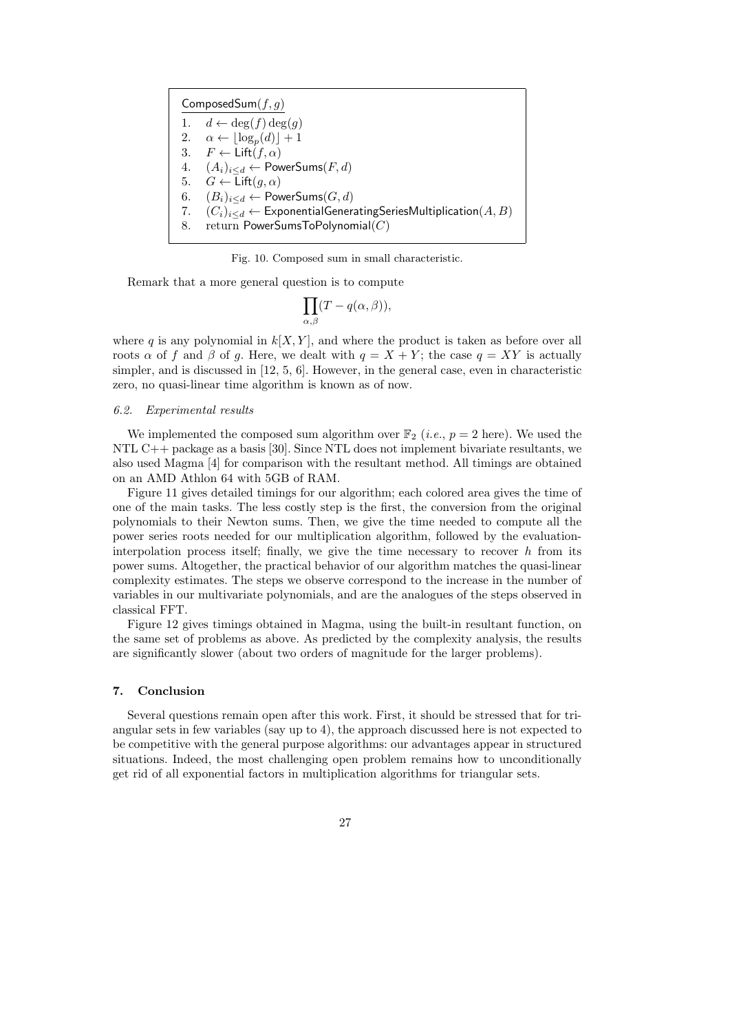```
ComposedSum(f, g)
1.  d ← deg(f) deg(g)
2.  α ← ⌊log_p(d)⌋ + 1
3.  F ← Lift(f, α)
4.  (A_i)_{i≤d} ← PowerSums(F, d)
5.  G ← Lift(g, α)
6.  (B_i)_{i≤d} ← PowerSums(G, d)
7.  (C_i)_{i≤d} ← ExponentialGeneratingSeriesMultiplication(A, B)
8.  return PowerSumsToPolynomial(C)
```

Fig. 10. Composed sum in small characteristic.

Remark that a more general question is to compute

$$\prod_{\alpha,\beta}(T - q(\alpha, \beta)),$$

where $q$ is any polynomial in $k[X, Y]$, and where the product is taken as before over all roots $\alpha$ of $f$ and $\beta$ of $g$. Here, we dealt with $q = X + Y$; the case $q = XY$ is actually simpler, and is discussed in [12, 5, 6]. However, in the general case, even in characteristic zero, no quasi-linear time algorithm is known as of now.

### *6.2. Experimental results*

We implemented the composed sum algorithm over $\mathbb{F}_2$ (*i.e.*, $p = 2$ here). We used the NTL C++ package as a basis [30]. Since NTL does not implement bivariate resultants, we also used Magma [4] for comparison with the resultant method. All timings are obtained on an AMD Athlon 64 with 5GB of RAM.

Figure 11 gives detailed timings for our algorithm; each colored area gives the time of one of the main tasks. The less costly step is the first, the conversion from the original polynomials to their Newton sums. Then, we give the time needed to compute all the power series roots needed for our multiplication algorithm, followed by the evaluation-interpolation process itself; finally, we give the time necessary to recover $h$ from its power sums. Altogether, the practical behavior of our algorithm matches the quasi-linear complexity estimates. The steps we observe correspond to the increase in the number of variables in our multivariate polynomials, and are the analogues of the steps observed in classical FFT.

Figure 12 gives timings obtained in Magma, using the built-in resultant function, on the same set of problems as above. As predicted by the complexity analysis, the results are significantly slower (about two orders of magnitude for the larger problems).

## 7. Conclusion

Several questions remain open after this work. First, it should be stressed that for triangular sets in few variables (say up to 4), the approach discussed here is not expected to be competitive with the general purpose algorithms: our advantages appear in structured situations. Indeed, the most challenging open problem remains how to unconditionally get rid of all exponential factors in multiplication algorithms for triangular sets.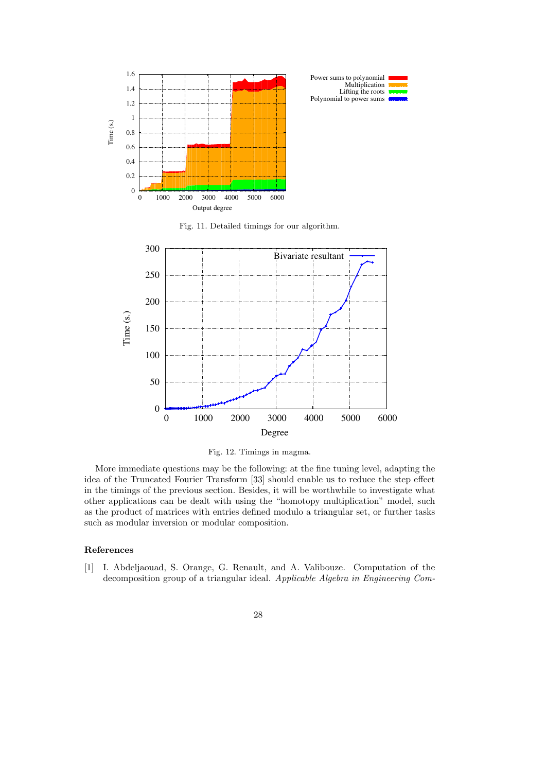Fig. 11. Detailed timings for our algorithm.

Fig. 12. Timings in magma.

More immediate questions may be the following: at the fine tuning level, adapting the idea of the Truncated Fourier Transform [33] should enable us to reduce the step effect in the timings of the previous section. Besides, it will be worthwhile to investigate what other applications can be dealt with using the "homotopy multiplication" model, such as the product of matrices with entries defined modulo a triangular set, or further tasks such as modular inversion or modular composition.

## References

[1] I. Abdeljaouad, S. Orange, G. Renault, and A. Valibouze. Computation of the decomposition group of a triangular ideal. *Applicable Algebra in Engineering Com-*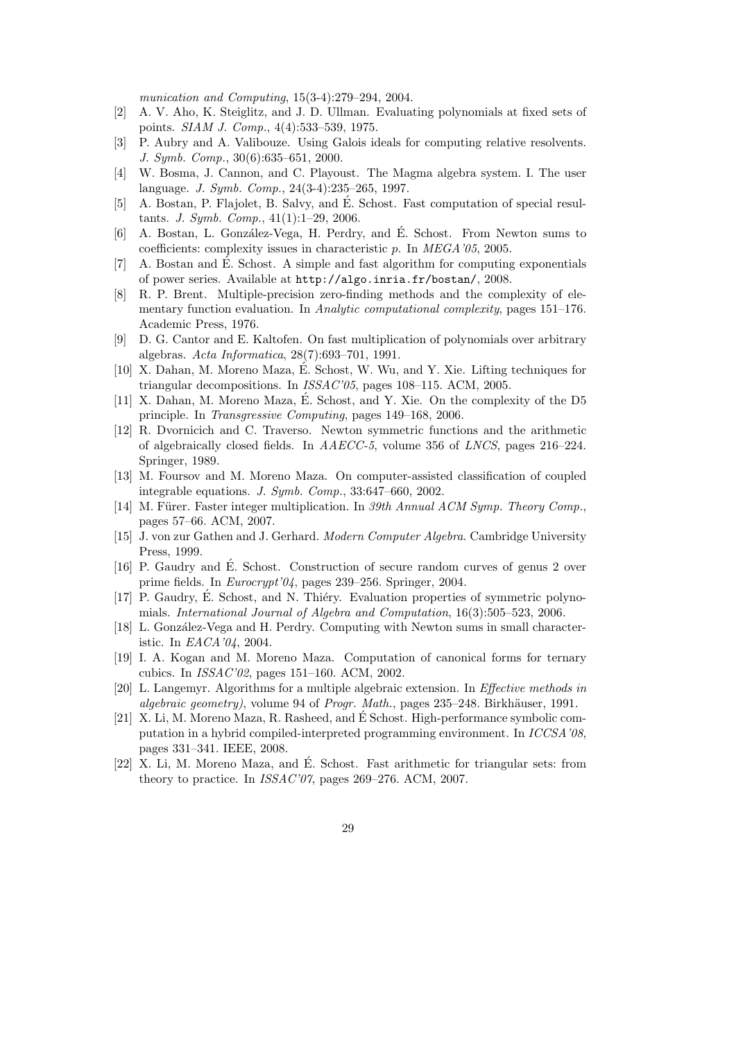*munication and Computing*, 15(3-4):279–294, 2004.

[2] A. V. Aho, K. Steiglitz, and J. D. Ullman. Evaluating polynomials at fixed sets of points. *SIAM J. Comp.*, 4(4):533–539, 1975.

[3] P. Aubry and A. Valibouze. Using Galois ideals for computing relative resolvents. *J. Symb. Comp.*, 30(6):635–651, 2000.

[4] W. Bosma, J. Cannon, and C. Playoust. The Magma algebra system. I. The user language. *J. Symb. Comp.*, 24(3-4):235–265, 1997.

[5] A. Bostan, P. Flajolet, B. Salvy, and É. Schost. Fast computation of special resultants. *J. Symb. Comp.*, 41(1):1–29, 2006.

[6] A. Bostan, L. González-Vega, H. Perdry, and É. Schost. From Newton sums to coefficients: complexity issues in characteristic $p$. In *MEGA'05*, 2005.

[7] A. Bostan and É. Schost. A simple and fast algorithm for computing exponentials of power series. Available at `http://algo.inria.fr/bostan/`, 2008.

[8] R. P. Brent. Multiple-precision zero-finding methods and the complexity of elementary function evaluation. In *Analytic computational complexity*, pages 151–176. Academic Press, 1976.

[9] D. G. Cantor and E. Kaltofen. On fast multiplication of polynomials over arbitrary algebras. *Acta Informatica*, 28(7):693–701, 1991.

[10] X. Dahan, M. Moreno Maza, É. Schost, W. Wu, and Y. Xie. Lifting techniques for triangular decompositions. In *ISSAC'05*, pages 108–115. ACM, 2005.

[11] X. Dahan, M. Moreno Maza, É. Schost, and Y. Xie. On the complexity of the D5 principle. In *Transgressive Computing*, pages 149–168, 2006.

[12] R. Dvornicich and C. Traverso. Newton symmetric functions and the arithmetic of algebraically closed fields. In *AAECC-5*, volume 356 of *LNCS*, pages 216–224. Springer, 1989.

[13] M. Foursov and M. Moreno Maza. On computer-assisted classification of coupled integrable equations. *J. Symb. Comp.*, 33:647–660, 2002.

[14] M. Fürer. Faster integer multiplication. In *39th Annual ACM Symp. Theory Comp.*, pages 57–66. ACM, 2007.

[15] J. von zur Gathen and J. Gerhard. *Modern Computer Algebra*. Cambridge University Press, 1999.

[16] P. Gaudry and É. Schost. Construction of secure random curves of genus 2 over prime fields. In *Eurocrypt'04*, pages 239–256. Springer, 2004.

[17] P. Gaudry, É. Schost, and N. Thiéry. Evaluation properties of symmetric polynomials. *International Journal of Algebra and Computation*, 16(3):505–523, 2006.

[18] L. González-Vega and H. Perdry. Computing with Newton sums in small characteristic. In *EACA'04*, 2004.

[19] I. A. Kogan and M. Moreno Maza. Computation of canonical forms for ternary cubics. In *ISSAC'02*, pages 151–160. ACM, 2002.

[20] L. Langemyr. Algorithms for a multiple algebraic extension. In *Effective methods in algebraic geometry)*, volume 94 of *Progr. Math.*, pages 235–248. Birkhäuser, 1991.

[21] X. Li, M. Moreno Maza, R. Rasheed, and É Schost. High-performance symbolic computation in a hybrid compiled-interpreted programming environment. In *ICCSA'08*, pages 331–341. IEEE, 2008.

[22] X. Li, M. Moreno Maza, and É. Schost. Fast arithmetic for triangular sets: from theory to practice. In *ISSAC'07*, pages 269–276. ACM, 2007.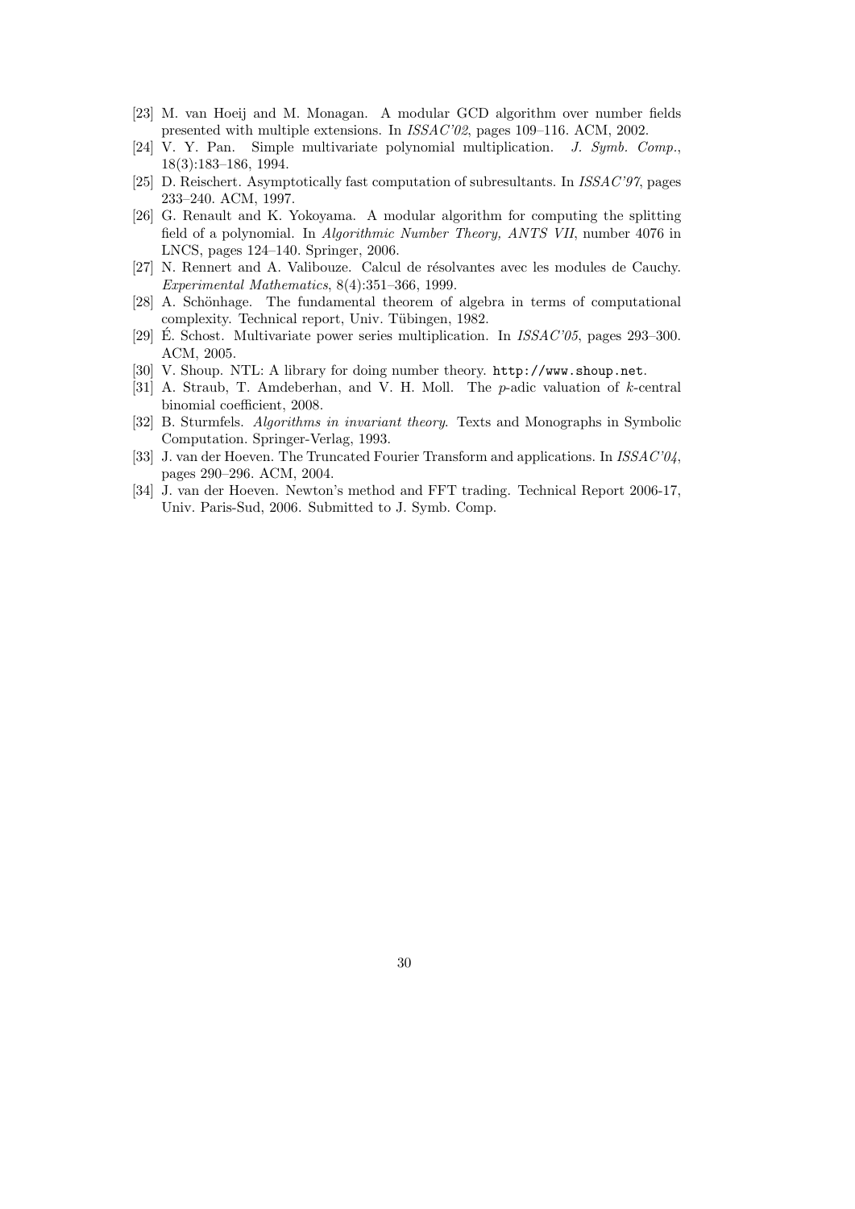[23] M. van Hoeij and M. Monagan. A modular GCD algorithm over number fields presented with multiple extensions. In *ISSAC'02*, pages 109–116. ACM, 2002.

[24] V. Y. Pan. Simple multivariate polynomial multiplication. *J. Symb. Comp.*, 18(3):183–186, 1994.

[25] D. Reischert. Asymptotically fast computation of subresultants. In *ISSAC'97*, pages 233–240. ACM, 1997.

[26] G. Renault and K. Yokoyama. A modular algorithm for computing the splitting field of a polynomial. In *Algorithmic Number Theory, ANTS VII*, number 4076 in LNCS, pages 124–140. Springer, 2006.

[27] N. Rennert and A. Valibouze. Calcul de résolvantes avec les modules de Cauchy. *Experimental Mathematics*, 8(4):351–366, 1999.

[28] A. Schönhage. The fundamental theorem of algebra in terms of computational complexity. Technical report, Univ. Tübingen, 1982.

[29] É. Schost. Multivariate power series multiplication. In *ISSAC'05*, pages 293–300. ACM, 2005.

[30] V. Shoup. NTL: A library for doing number theory. `http://www.shoup.net`.

[31] A. Straub, T. Amdeberhan, and V. H. Moll. The $p$-adic valuation of $k$-central binomial coefficient, 2008.

[32] B. Sturmfels. *Algorithms in invariant theory*. Texts and Monographs in Symbolic Computation. Springer-Verlag, 1993.

[33] J. van der Hoeven. The Truncated Fourier Transform and applications. In *ISSAC'04*, pages 290–296. ACM, 2004.

[34] J. van der Hoeven. Newton's method and FFT trading. Technical Report 2006-17, Univ. Paris-Sud, 2006. Submitted to J. Symb. Comp.